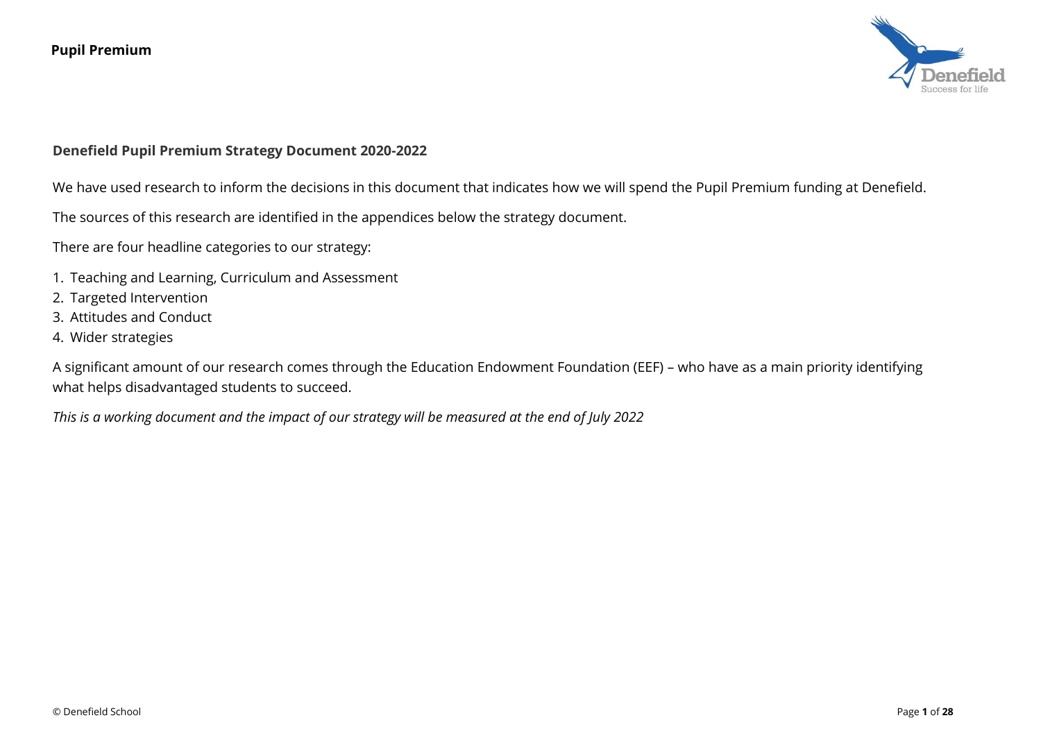## Denefield Pupil Premium Strategy Document 2020-2022

We have used research to inform the decisions in this document that indicates how we will spend the Pupil Premium funding at Denefield.

The sources of this research are identified in the appendices below the strategy document.

There are four headline categories to our strategy:

1. Teaching and Learning, Curriculum and Assessment
2. Targeted Intervention
3. Attitudes and Conduct
4. Wider strategies

A significant amount of our research comes through the Education Endowment Foundation (EEF) – who have as a main priority identifying what helps disadvantaged students to succeed.

*This is a working document and the impact of our strategy will be measured at the end of July 2022*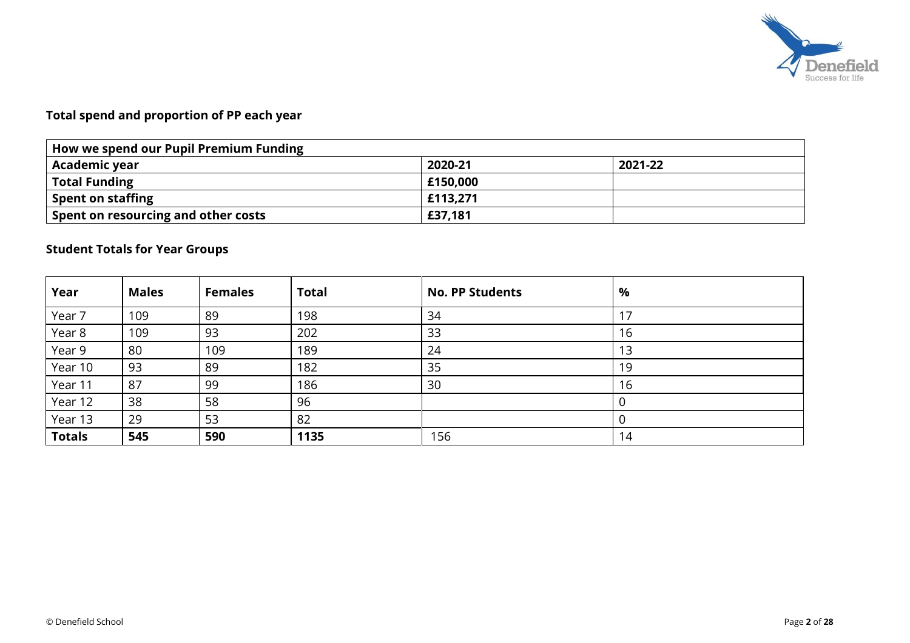### Total spend and proportion of PP each year

| How we spend our Pupil Premium Funding | | |
|---|---|---|
| **Academic year** | **2020-21** | **2021-22** |
| **Total Funding** | **£150,000** | |
| **Spent on staffing** | **£113,271** | |
| **Spent on resourcing and other costs** | **£37,181** | |

### Student Totals for Year Groups

| Year | Males | Females | Total | No. PP Students | % |
|---|---|---|---|---|---|
| Year 7 | 109 | 89 | 198 | 34 | 17 |
| Year 8 | 109 | 93 | 202 | 33 | 16 |
| Year 9 | 80 | 109 | 189 | 24 | 13 |
| Year 10 | 93 | 89 | 182 | 35 | 19 |
| Year 11 | 87 | 99 | 186 | 30 | 16 |
| Year 12 | 38 | 58 | 96 | | 0 |
| Year 13 | 29 | 53 | 82 | | 0 |
| **Totals** | **545** | **590** | **1135** | 156 | 14 |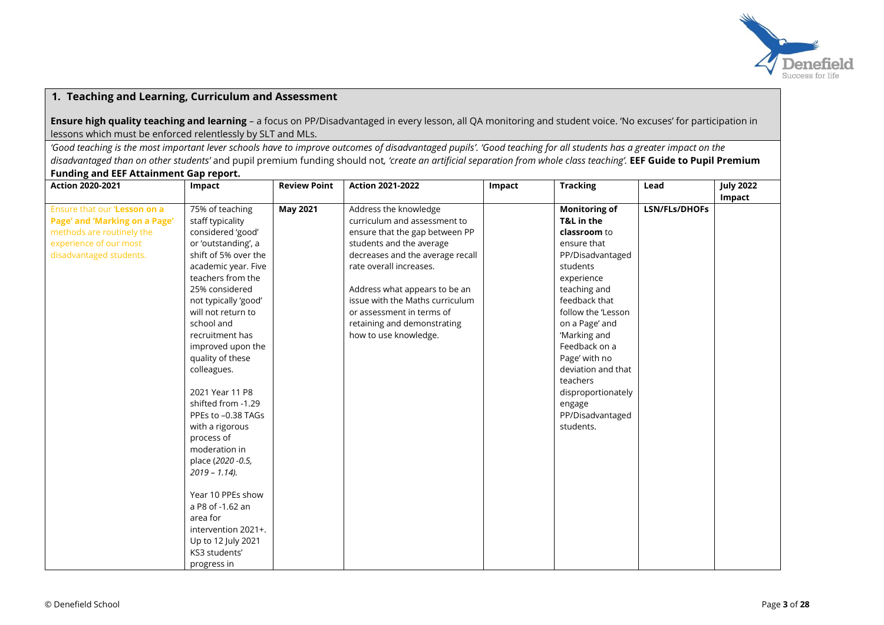## 1. Teaching and Learning, Curriculum and Assessment

**Ensure high quality teaching and learning** – a focus on PP/Disadvantaged in every lesson, all QA monitoring and student voice. 'No excuses' for participation in lessons which must be enforced relentlessly by SLT and MLs.

*'Good teaching is the most important lever schools have to improve outcomes of disadvantaged pupils'. 'Good teaching for all students has a greater impact on the disadvantaged than on other students'* and pupil premium funding should not, *'create an artificial separation from whole class teaching'.* **EEF Guide to Pupil Premium Funding and EEF Attainment Gap report.**

| Action 2020-2021 | Impact | Review Point | Action 2021-2022 | Impact | Tracking | Lead | July 2022 Impact |
|---|---|---|---|---|---|---|---|
| Ensure that our '**Lesson on a Page' and 'Marking on a Page'** methods are routinely the experience of our most disadvantaged students. | 75% of teaching staff typicality considered 'good' or 'outstanding', a shift of 5% over the academic year. Five teachers from the 25% considered not typically 'good' will not return to school and recruitment has improved upon the quality of these colleagues.<br><br>2021 Year 11 P8 shifted from -1.29 PPEs to –0.38 TAGs with a rigorous process of moderation in place (*2020 -0.5, 2019 – 1.14).*<br><br>Year 10 PPEs show a P8 of -1.62 an area for intervention 2021+. Up to 12 July 2021 KS3 students' progress in | **May 2021** | Address the knowledge curriculum and assessment to ensure that the gap between PP students and the average decreases and the average recall rate overall increases.<br><br>Address what appears to be an issue with the Maths curriculum or assessment in terms of retaining and demonstrating how to use knowledge. | | **Monitoring of T&L in the classroom** to ensure that PP/Disadvantaged students experience teaching and feedback that follow the 'Lesson on a Page' and 'Marking and Feedback on a Page' with no deviation and that teachers disproportionately engage PP/Disadvantaged students. | **LSN/FLs/DHOFs** | |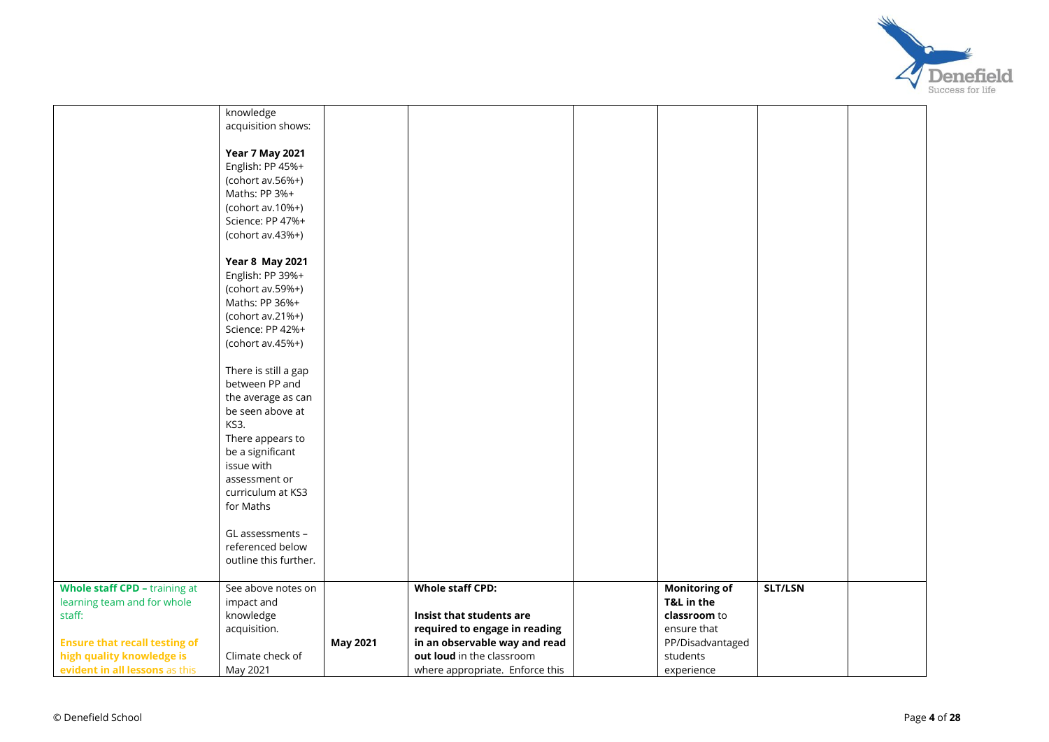| | | | | | | | |
|---|---|---|---|---|---|---|---|
| | knowledge acquisition shows:<br><br>**Year 7 May 2021**<br>English: PP 45%+ (cohort av.56%+)<br>Maths: PP 3%+ (cohort av.10%+)<br>Science: PP 47%+ (cohort av.43%+)<br><br>**Year 8 May 2021**<br>English: PP 39%+ (cohort av.59%+)<br>Maths: PP 36%+ (cohort av.21%+)<br>Science: PP 42%+ (cohort av.45%+)<br><br>There is still a gap between PP and the average as can be seen above at KS3.<br>There appears to be a significant issue with assessment or curriculum at KS3 for Maths<br><br>GL assessments – referenced below outline this further. | | | | | | |
| **Whole staff CPD –** training at learning team and for whole staff:<br><br>**Ensure that recall testing of high quality knowledge is evident in all lessons** as this | See above notes on impact and knowledge acquisition.<br><br>Climate check of May 2021 | **May 2021** | **Whole staff CPD:**<br><br>**Insist that students are required to engage in reading in an observable way and read out loud** in the classroom where appropriate. Enforce this | | **Monitoring of T&L in the classroom** to ensure that PP/Disadvantaged students experience | **SLT/LSN** | |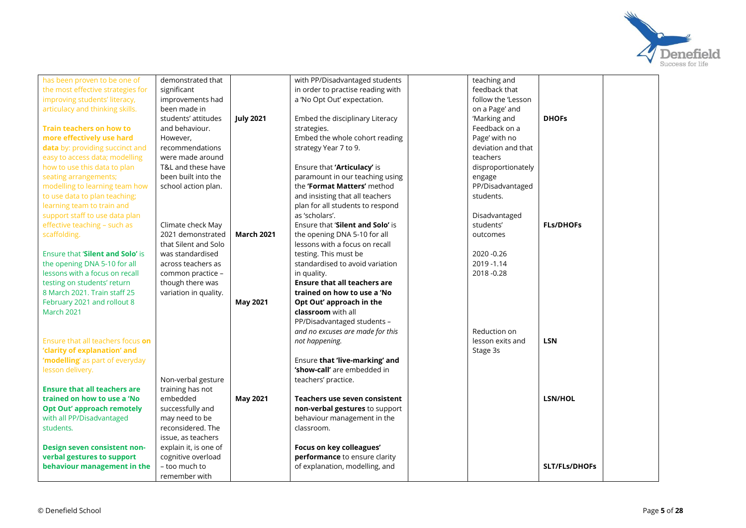| | | | | | | | |
|---|---|---|---|---|---|---|---|
| has been proven to be one of the most effective strategies for improving students' literacy, articulacy and thinking skills.<br><br>**Train teachers on how to more effectively use hard data** by: providing succinct and easy to access data; modelling how to use this data to plan seating arrangements; modelling to learning team how to use data to plan teaching; learning team to train and support staff to use data plan effective teaching – such as scaffolding.<br><br>Ensure that '**Silent and Solo**' is the opening DNA 5-10 for all lessons with a focus on recall testing on students' return 8 March 2021. Train staff 25 February 2021 and rollout 8 March 2021<br><br>Ensure that all teachers focus **on 'clarity of explanation' and 'modelling'** as part of everyday lesson delivery.<br><br>**Ensure that all teachers are trained on how to use a 'No Opt Out' approach remotely** with all PP/Disadvantaged students.<br><br>**Design seven consistent non-verbal gestures to support behaviour management in the** | demonstrated that significant improvements had been made in students' attitudes and behaviour. However, recommendations were made around T&L and these have been built into the school action plan.<br><br>Climate check May 2021 demonstrated that Silent and Solo was standardised across teachers as common practice – though there was variation in quality.<br><br>Non-verbal gesture training has not embedded successfully and may need to be reconsidered. The issue, as teachers explain it, is one of cognitive overload – too much to remember with | **July 2021**<br><br>**March 2021**<br><br>**May 2021**<br><br>**May 2021** | with PP/Disadvantaged students in order to practise reading with a 'No Opt Out' expectation.<br><br>Embed the disciplinary Literacy strategies.<br>Embed the whole cohort reading strategy Year 7 to 9.<br><br>Ensure that **'Articulacy'** is paramount in our teaching using the **'Format Matters'** method and insisting that all teachers plan for all students to respond as 'scholars'.<br>Ensure that '**Silent and Solo**' is the opening DNA 5-10 for all lessons with a focus on recall testing. This must be standardised to avoid variation in quality.<br>**Ensure that all teachers are trained on how to use a 'No Opt Out' approach in the classroom** with all PP/Disadvantaged students – *and no excuses are made for this not happening.*<br><br>Ensure **that 'live-marking' and 'show-call'** are embedded in teachers' practice.<br><br>**Teachers use seven consistent non-verbal gestures** to support behaviour management in the classroom.<br><br>**Focus on key colleagues' performance** to ensure clarity of explanation, modelling, and | | teaching and feedback that follow the 'Lesson on a Page' and 'Marking and Feedback on a Page' with no deviation and that teachers disproportionately engage PP/Disadvantaged students.<br><br>Disadvantaged students' outcomes<br><br>2020 -0.26<br>2019 -1.14<br>2018 -0.28<br><br>Reduction on lesson exits and Stage 3s | **DHOFs**<br><br>**FLs/DHOFs**<br><br>**LSN**<br><br>**LSN/HOL**<br><br>**SLT/FLs/DHOFs** | |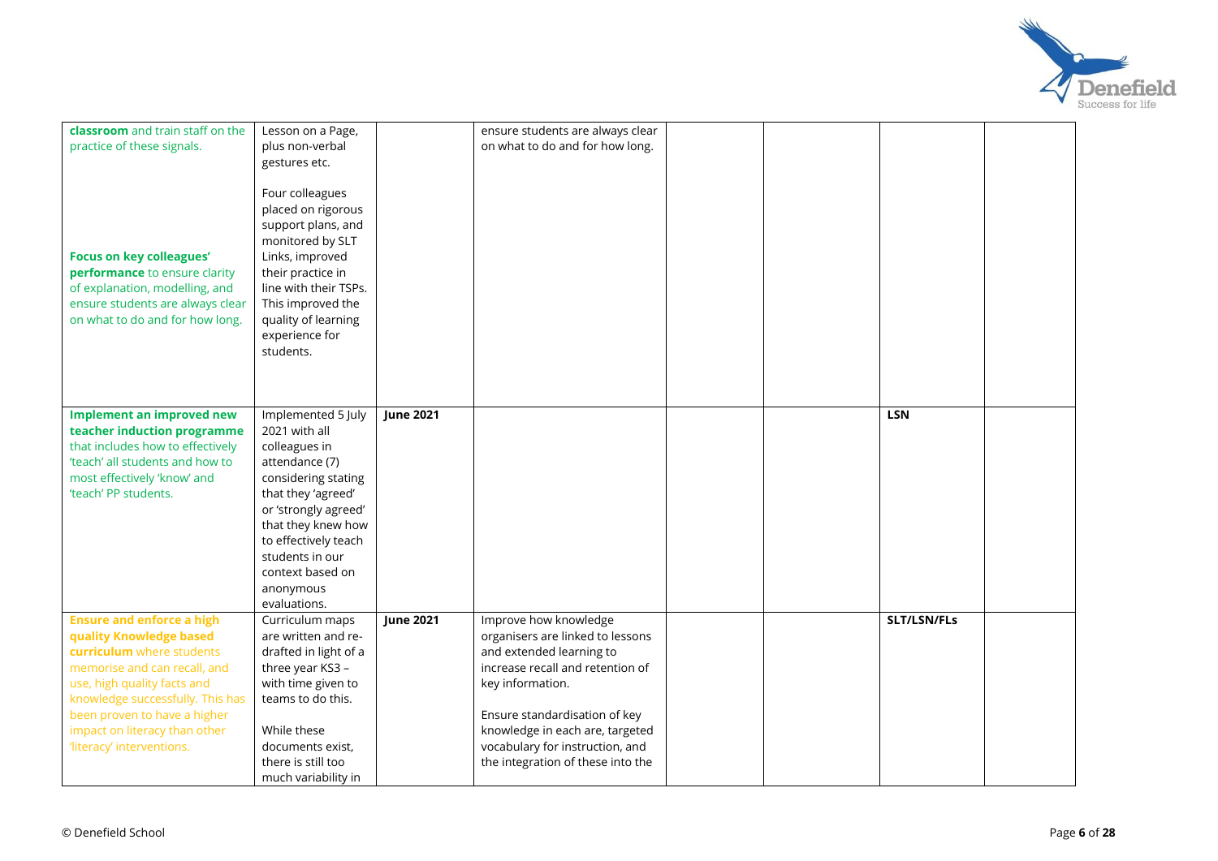| | | | | | | | |
|---|---|---|---|---|---|---|---|
| **classroom** and train staff on the practice of these signals.<br><br>**Focus on key colleagues' performance** to ensure clarity of explanation, modelling, and ensure students are always clear on what to do and for how long. | Lesson on a Page, plus non-verbal gestures etc.<br><br>Four colleagues placed on rigorous support plans, and monitored by SLT Links, improved their practice in line with their TSPs. This improved the quality of learning experience for students. | | ensure students are always clear on what to do and for how long. | | | | |
| **Implement an improved new teacher induction programme** that includes how to effectively 'teach' all students and how to most effectively 'know' and 'teach' PP students. | Implemented 5 July 2021 with all colleagues in attendance (7) considering stating that they 'agreed' or 'strongly agreed' that they knew how to effectively teach students in our context based on anonymous evaluations. | **June 2021** | | | | **LSN** | |
| **Ensure and enforce a high quality Knowledge based curriculum** where students memorise and can recall, and use, high quality facts and knowledge successfully. This has been proven to have a higher impact on literacy than other 'literacy' interventions. | Curriculum maps are written and re-drafted in light of a three year KS3 – with time given to teams to do this.<br><br>While these documents exist, there is still too much variability in | **June 2021** | Improve how knowledge organisers are linked to lessons and extended learning to increase recall and retention of key information.<br><br>Ensure standardisation of key knowledge in each are, targeted vocabulary for instruction, and the integration of these into the | | | **SLT/LSN/FLs** | |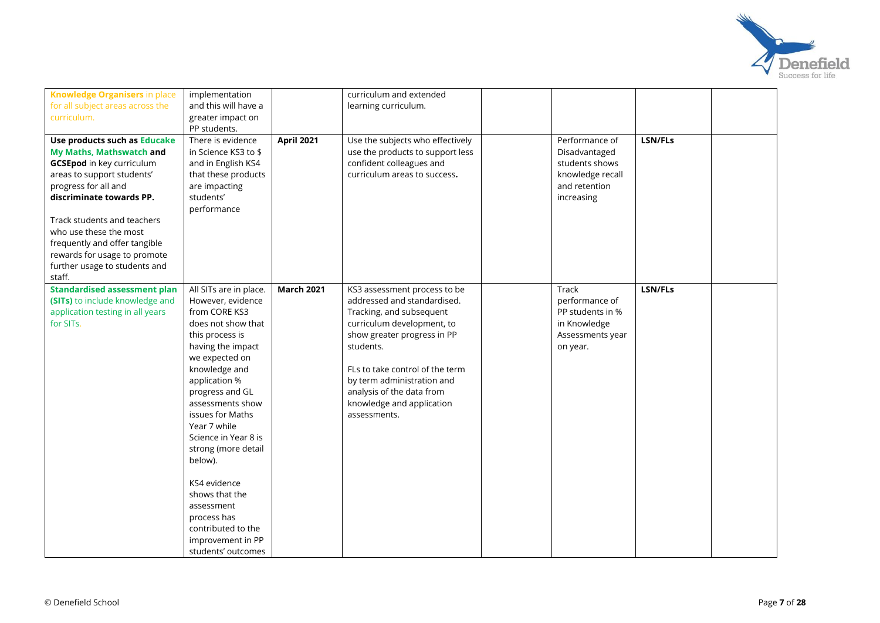| | | | | | | | |
|---|---|---|---|---|---|---|---|
| **Knowledge Organisers** in place for all subject areas across the curriculum. | implementation and this will have a greater impact on PP students. | | curriculum and extended learning curriculum. | | | | |
| **Use products such as Educake My Maths, Mathswatch and GCSEpod** in key curriculum areas to support students' progress for all and **discriminate towards PP.**<br><br>Track students and teachers who use these the most frequently and offer tangible rewards for usage to promote further usage to students and staff. | There is evidence in Science KS3 to $ and in English KS4 that these products are impacting students' performance | **April 2021** | Use the subjects who effectively use the products to support less confident colleagues and curriculum areas to success**.** | | Performance of Disadvantaged students shows knowledge recall and retention increasing | **LSN/FLs** | |
| **Standardised assessment plan (SITs)** to include knowledge and application testing in all years for SITs. | All SITs are in place. However, evidence from CORE KS3 does not show that this process is having the impact we expected on knowledge and application % progress and GL assessments show issues for Maths Year 7 while Science in Year 8 is strong (more detail below).<br><br>KS4 evidence shows that the assessment process has contributed to the improvement in PP students' outcomes | **March 2021** | KS3 assessment process to be addressed and standardised. Tracking, and subsequent curriculum development, to show greater progress in PP students.<br><br>FLs to take control of the term by term administration and analysis of the data from knowledge and application assessments. | | Track performance of PP students in % in Knowledge Assessments year on year. | **LSN/FLs** | |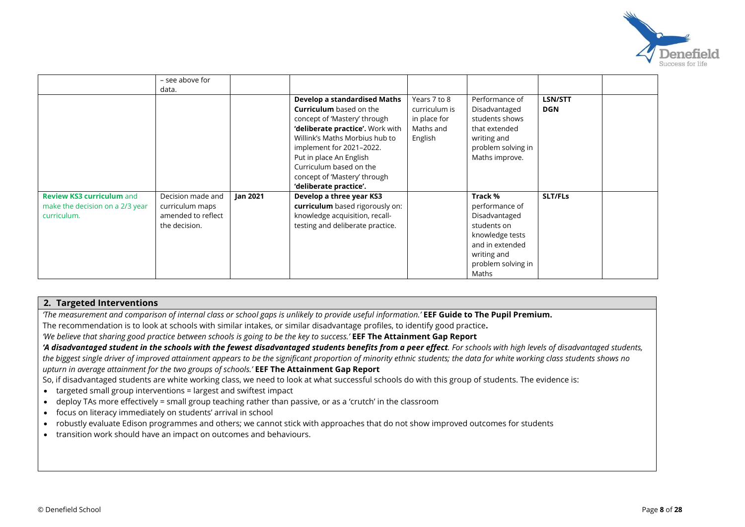|  | – see above for data. |  |  |  |  |  |  |
|---|---|---|---|---|---|---|---|
|  |  |  | **Develop a standardised Maths Curriculum** based on the concept of 'Mastery' through **'deliberate practice'.** Work with Willink's Maths Morbius hub to implement for 2021–2022. Put in place An English Curriculum based on the concept of 'Mastery' through **'deliberate practice'.** | Years 7 to 8 curriculum is in place for Maths and English | Performance of Disadvantaged students shows that extended writing and problem solving in Maths improve. | **LSN/STT DGN** |  |
| **Review KS3 curriculum** and make the decision on a 2/3 year curriculum. | Decision made and curriculum maps amended to reflect the decision. | **Jan 2021** | **Develop a three year KS3 curriculum** based rigorously on: knowledge acquisition, recall-testing and deliberate practice. |  | **Track %** performance of Disadvantaged students on knowledge tests and in extended writing and problem solving in Maths | **SLT/FLs** |  |

## 2. Targeted Interventions

*'The measurement and comparison of internal class or school gaps is unlikely to provide useful information.'* **EEF Guide to The Pupil Premium.**

The recommendation is to look at schools with similar intakes, or similar disadvantage profiles, to identify good practice**.**

*'We believe that sharing good practice between schools is going to be the key to success.'* **EEF The Attainment Gap Report**

***'A disadvantaged student in the schools with the fewest disadvantaged students benefits from a peer effect****. For schools with high levels of disadvantaged students, the biggest single driver of improved attainment appears to be the significant proportion of minority ethnic students; the data for white working class students shows no upturn in average attainment for the two groups of schools.'* **EEF The Attainment Gap Report**

So, if disadvantaged students are white working class, we need to look at what successful schools do with this group of students. The evidence is:

- targeted small group interventions = largest and swiftest impact
- deploy TAs more effectively = small group teaching rather than passive, or as a 'crutch' in the classroom
- focus on literacy immediately on students' arrival in school
- robustly evaluate Edison programmes and others; we cannot stick with approaches that do not show improved outcomes for students
- transition work should have an impact on outcomes and behaviours.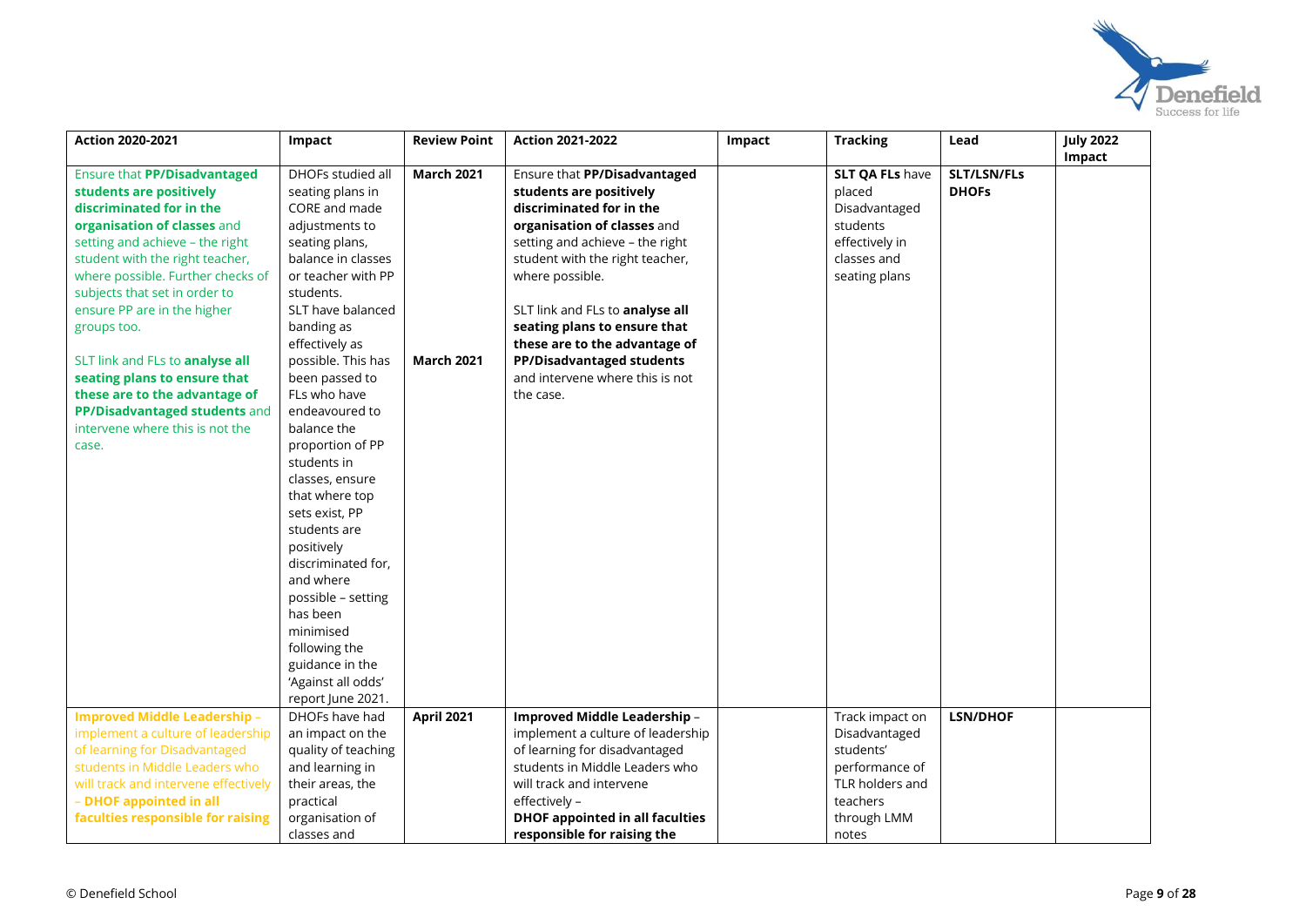| Action 2020-2021 | Impact | Review Point | Action 2021-2022 | Impact | Tracking | Lead | July 2022 Impact |
|---|---|---|---|---|---|---|---|
| Ensure that **PP/Disadvantaged students are positively discriminated for in the organisation of classes** and setting and achieve – the right student with the right teacher, where possible. Further checks of subjects that set in order to ensure PP are in the higher groups too.<br><br>SLT link and FLs to **analyse all seating plans to ensure that these are to the advantage of PP/Disadvantaged students** and intervene where this is not the case. | DHOFs studied all seating plans in CORE and made adjustments to seating plans, balance in classes or teacher with PP students. SLT have balanced banding as effectively as possible. This has been passed to FLs who have endeavoured to balance the proportion of PP students in classes, ensure that where top sets exist, PP students are positively discriminated for, and where possible – setting has been minimised following the guidance in the 'Against all odds' report June 2021. | **March 2021**<br><br>**March 2021** | Ensure that **PP/Disadvantaged students are positively discriminated for in the organisation of classes** and setting and achieve – the right student with the right teacher, where possible.<br><br>SLT link and FLs to **analyse all seating plans to ensure that these are to the advantage of PP/Disadvantaged students** and intervene where this is not the case. | | **SLT QA FLs** have placed Disadvantaged students effectively in classes and seating plans | **SLT/LSN/FLs DHOFs** | |
| **Improved Middle Leadership** – implement a culture of leadership of learning for Disadvantaged students in Middle Leaders who will track and intervene effectively – **DHOF appointed in all faculties responsible for raising** | DHOFs have had an impact on the quality of teaching and learning in their areas, the practical organisation of classes and | **April 2021** | **Improved Middle Leadership** – implement a culture of leadership of learning for disadvantaged students in Middle Leaders who will track and intervene effectively – **DHOF appointed in all faculties responsible for raising the** | | Track impact on Disadvantaged students' performance of TLR holders and teachers through LMM notes | **LSN/DHOF** | |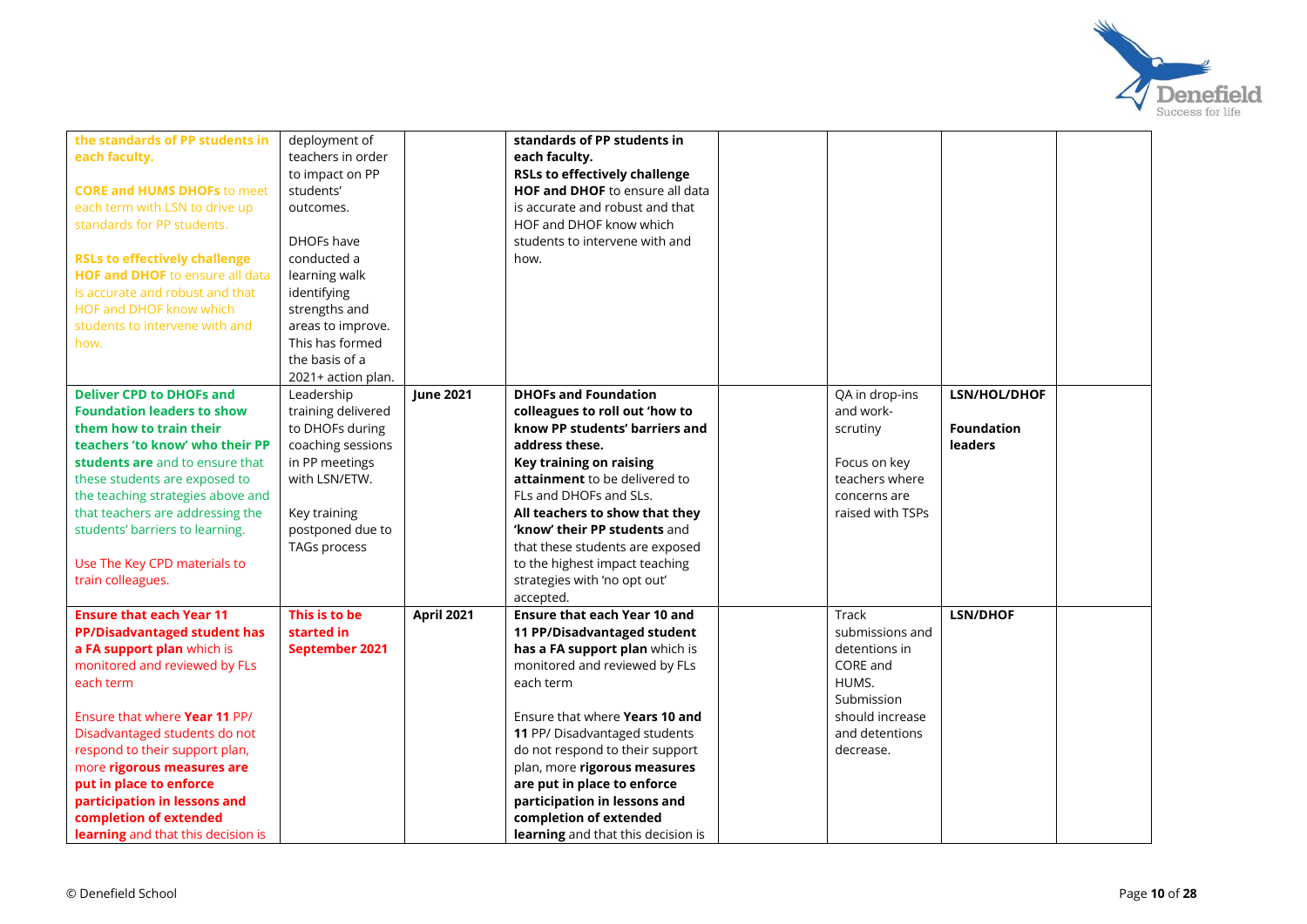| | | | | | | | |
|---|---|---|---|---|---|---|---|
| **the standards of PP students in each faculty.**<br><br>**CORE and HUMS DHOFs** to meet each term with LSN to drive up standards for PP students.<br><br>**RSLs to effectively challenge HOF and DHOF** to ensure all data is accurate and robust and that HOF and DHOF know which students to intervene with and how. | deployment of teachers in order to impact on PP students' outcomes.<br><br>DHOFs have conducted a learning walk identifying strengths and areas to improve. This has formed the basis of a 2021+ action plan. | | **standards of PP students in each faculty.**<br>**RSLs to effectively challenge HOF and DHOF** to ensure all data is accurate and robust and that HOF and DHOF know which students to intervene with and how. | | | | |
| **Deliver CPD to DHOFs and Foundation leaders to show them how to train their teachers 'to know' who their PP students are** and to ensure that these students are exposed to the teaching strategies above and that teachers are addressing the students' barriers to learning.<br><br>Use The Key CPD materials to train colleagues. | Leadership training delivered to DHOFs during coaching sessions in PP meetings with LSN/ETW.<br><br>Key training postponed due to TAGs process | **June 2021** | **DHOFs and Foundation colleagues to roll out 'how to know PP students' barriers and address these.**<br>**Key training on raising attainment** to be delivered to FLs and DHOFs and SLs.<br>**All teachers to show that they 'know' their PP students** and that these students are exposed to the highest impact teaching strategies with 'no opt out' accepted. | | QA in drop-ins and work-scrutiny<br><br>Focus on key teachers where concerns are raised with TSPs | **LSN/HOL/DHOF**<br><br>**Foundation leaders** | |
| **Ensure that each Year 11 PP/Disadvantaged student has a FA support plan** which is monitored and reviewed by FLs each term<br><br>Ensure that where **Year 11** PP/ Disadvantaged students do not respond to their support plan, more **rigorous measures are put in place to enforce participation in lessons and completion of extended learning** and that this decision is | **This is to be started in September 2021** | **April 2021** | **Ensure that each Year 10 and 11 PP/Disadvantaged student has a FA support plan** which is monitored and reviewed by FLs each term<br><br>Ensure that where **Years 10 and 11** PP/ Disadvantaged students do not respond to their support plan, more **rigorous measures are put in place to enforce participation in lessons and completion of extended learning** and that this decision is | | Track submissions and detentions in CORE and HUMS. Submission should increase and detentions decrease. | **LSN/DHOF** | |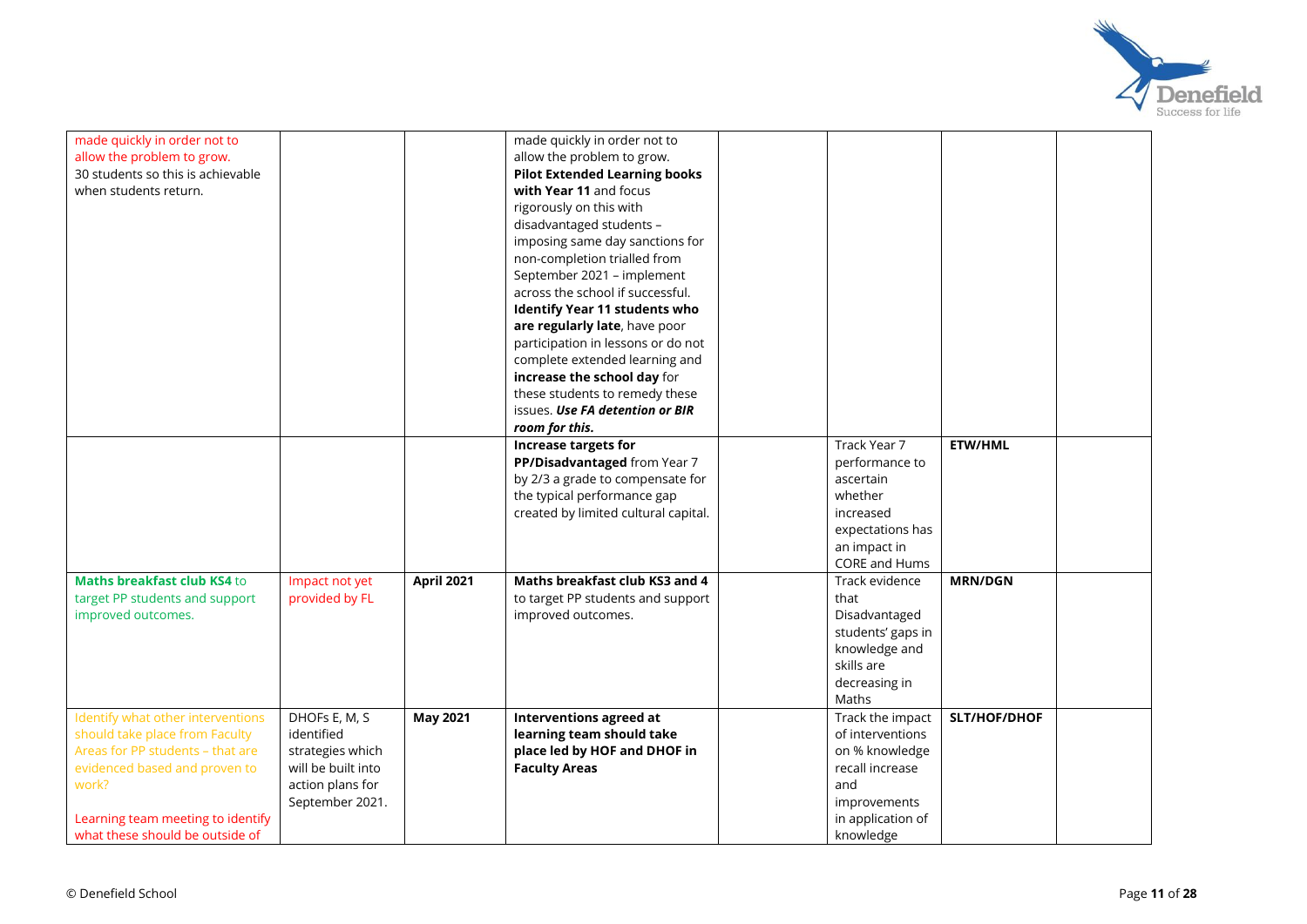| | | | | | | | |
|---|---|---|---|---|---|---|---|
| made quickly in order not to allow the problem to grow. 30 students so this is achievable when students return. | | | made quickly in order not to allow the problem to grow. **Pilot Extended Learning books with Year 11** and focus rigorously on this with disadvantaged students – imposing same day sanctions for non-completion trialled from September 2021 – implement across the school if successful. **Identify Year 11 students who are regularly late**, have poor participation in lessons or do not complete extended learning and **increase the school day** for these students to remedy these issues. ***Use FA detention or BIR room for this.*** | | | | |
| | | | **Increase targets for PP/Disadvantaged** from Year 7 by 2/3 a grade to compensate for the typical performance gap created by limited cultural capital. | | Track Year 7 performance to ascertain whether increased expectations has an impact in CORE and Hums | **ETW/HML** | |
| **Maths breakfast club KS4** to target PP students and support improved outcomes. | Impact not yet provided by FL | **April 2021** | **Maths breakfast club KS3 and 4** to target PP students and support improved outcomes. | | Track evidence that Disadvantaged students' gaps in knowledge and skills are decreasing in Maths | **MRN/DGN** | |
| Identify what other interventions should take place from Faculty Areas for PP students – that are evidenced based and proven to work?<br><br>Learning team meeting to identify what these should be outside of | DHOFs E, M, S identified strategies which will be built into action plans for September 2021. | **May 2021** | **Interventions agreed at learning team should take place led by HOF and DHOF in Faculty Areas** | | Track the impact of interventions on % knowledge recall increase and improvements in application of knowledge | **SLT/HOF/DHOF** | |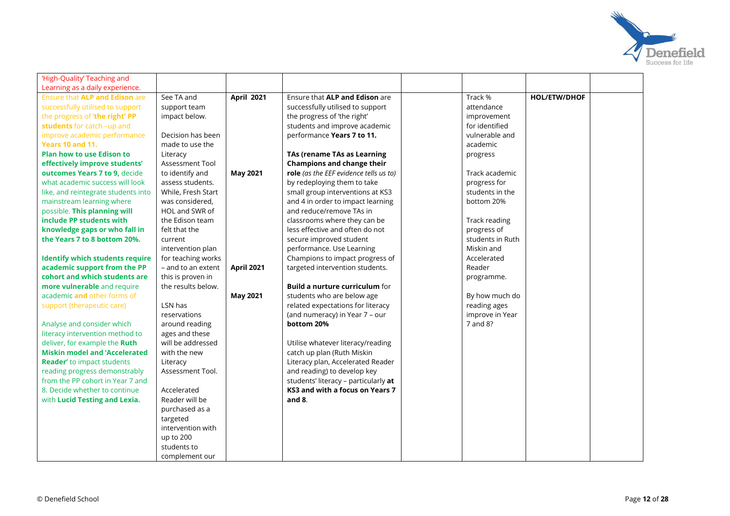| | | | | | | | |
|---|---|---|---|---|---|---|---|
| 'High-Quality' Teaching and Learning as a daily experience. | | | | | | | |
| Ensure that **ALP and Edison** are successfully utilised to support the progress of '**the right' PP students** for catch –up and improve academic performance **Years 10 and 11.**<br>**Plan how to use Edison to effectively improve students' outcomes Years 7 to 9,** decide what academic success will look like, and reintegrate students into mainstream learning where possible. **This planning will include PP students with knowledge gaps or who fall in the Years 7 to 8 bottom 20%.**<br><br>**Identify which students require academic support from the PP cohort and which students are more vulnerable** and require academic **and** other forms of support (therapeutic care)<br><br>Analyse and consider which literacy intervention method to deliver, for example the **Ruth Miskin model and 'Accelerated Reader'** to impact students reading progress demonstrably from the PP cohort in Year 7 and 8. Decide whether to continue with **Lucid Testing and Lexia.** | See TA and support team impact below.<br><br>Decision has been made to use the Literacy Assessment Tool to identify and assess students. While, Fresh Start was considered, HOL and SWR of the Edison team felt that the current intervention plan for teaching works – and to an extent this is proven in the results below.<br><br>LSN has reservations around reading ages and these will be addressed with the new Literacy Assessment Tool.<br><br>Accelerated Reader will be purchased as a targeted intervention with up to 200 students to complement our | **April 2021**<br><br><br><br><br><br><br><br>**May 2021**<br><br><br><br><br><br><br><br>**April 2021**<br><br><br>**May 2021** | Ensure that **ALP and Edison** are successfully utilised to support the progress of 'the right' students and improve academic performance **Years 7 to 11.**<br><br>**TAs (rename TAs as Learning Champions and change their role** *(as the EEF evidence tells us to)* by redeploying them to take small group interventions at KS3 and 4 in order to impact learning and reduce/remove TAs in classrooms where they can be less effective and often do not secure improved student performance. Use Learning Champions to impact progress of targeted intervention students.<br><br>**Build a nurture curriculum** for students who are below age related expectations for literacy (and numeracy) in Year 7 – our **bottom 20%**<br><br>Utilise whatever literacy/reading catch up plan (Ruth Miskin Literacy plan, Accelerated Reader and reading) to develop key students' literacy – particularly **at KS3 and with a focus on Years 7 and 8**. | | Track % attendance improvement for identified vulnerable and academic progress<br><br>Track academic progress for students in the bottom 20%<br><br>Track reading progress of students in Ruth Miskin and Accelerated Reader programme.<br><br>By how much do reading ages improve in Year 7 and 8? | **HOL/ETW/DHOF** | |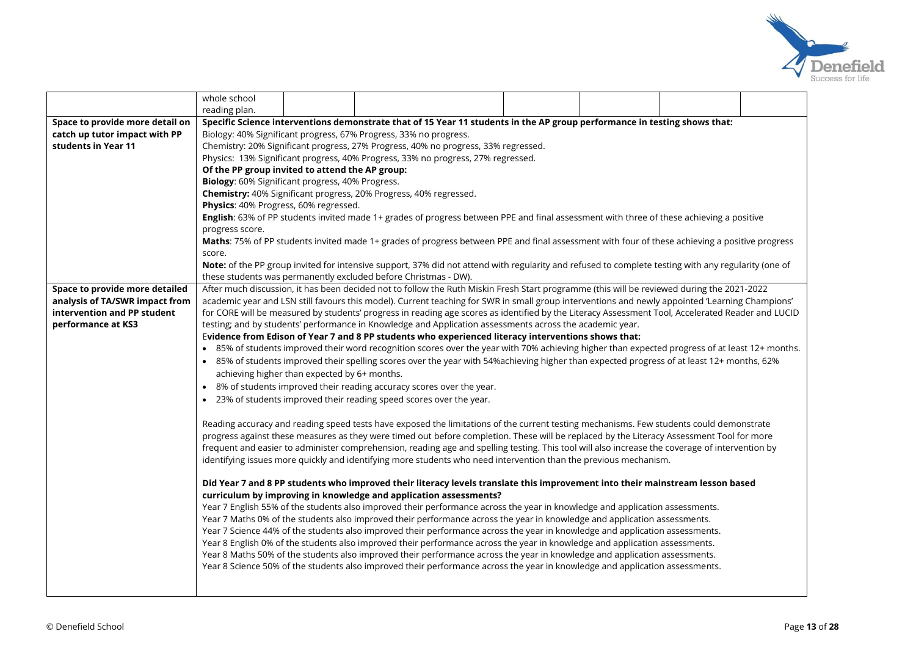| | | | | | | | |
|---|---|---|---|---|---|---|---|
| | whole school reading plan. | | | | | | |
| **Space to provide more detail on catch up tutor impact with PP students in Year 11** | **Specific Science interventions demonstrate that of 15 Year 11 students in the AP group performance in testing shows that:**<br>Biology: 40% Significant progress, 67% Progress, 33% no progress.<br>Chemistry: 20% Significant progress, 27% Progress, 40% no progress, 33% regressed.<br>Physics: 13% Significant progress, 40% Progress, 33% no progress, 27% regressed.<br>**Of the PP group invited to attend the AP group:**<br>**Biology**: 60% Significant progress, 40% Progress.<br>**Chemistry:** 40% Significant progress, 20% Progress, 40% regressed.<br>**Physics**: 40% Progress, 60% regressed.<br>**English**: 63% of PP students invited made 1+ grades of progress between PPE and final assessment with three of these achieving a positive progress score.<br>**Maths**: 75% of PP students invited made 1+ grades of progress between PPE and final assessment with four of these achieving a positive progress score.<br>**Note:** of the PP group invited for intensive support, 37% did not attend with regularity and refused to complete testing with any regularity (one of these students was permanently excluded before Christmas - DW). | | | | | | |
| **Space to provide more detailed analysis of TA/SWR impact from intervention and PP student performance at KS3** | After much discussion, it has been decided not to follow the Ruth Miskin Fresh Start programme (this will be reviewed during the 2021-2022 academic year and LSN still favours this model). Current teaching for SWR in small group interventions and newly appointed 'Learning Champions' for CORE will be measured by students' progress in reading age scores as identified by the Literacy Assessment Tool, Accelerated Reader and LUCID testing; and by students' performance in Knowledge and Application assessments across the academic year.<br>E**vidence from Edison of Year 7 and 8 PP students who experienced literacy interventions shows that:**<br>• 85% of students improved their word recognition scores over the year with 70% achieving higher than expected progress of at least 12+ months.<br>• 85% of students improved their spelling scores over the year with 54%achieving higher than expected progress of at least 12+ months, 62% achieving higher than expected by 6+ months.<br>• 8% of students improved their reading accuracy scores over the year.<br>• 23% of students improved their reading speed scores over the year.<br><br>Reading accuracy and reading speed tests have exposed the limitations of the current testing mechanisms. Few students could demonstrate progress against these measures as they were timed out before completion. These will be replaced by the Literacy Assessment Tool for more frequent and easier to administer comprehension, reading age and spelling testing. This tool will also increase the coverage of intervention by identifying issues more quickly and identifying more students who need intervention than the previous mechanism.<br><br>**Did Year 7 and 8 PP students who improved their literacy levels translate this improvement into their mainstream lesson based curriculum by improving in knowledge and application assessments?**<br>Year 7 English 55% of the students also improved their performance across the year in knowledge and application assessments.<br>Year 7 Maths 0% of the students also improved their performance across the year in knowledge and application assessments.<br>Year 7 Science 44% of the students also improved their performance across the year in knowledge and application assessments.<br>Year 8 English 0% of the students also improved their performance across the year in knowledge and application assessments.<br>Year 8 Maths 50% of the students also improved their performance across the year in knowledge and application assessments.<br>Year 8 Science 50% of the students also improved their performance across the year in knowledge and application assessments. | | | | | | |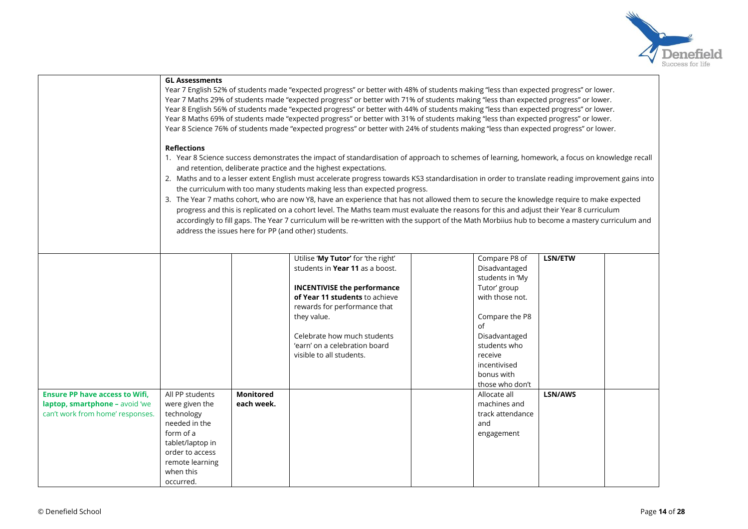| | **GL Assessments**<br>Year 7 English 52% of students made "expected progress" or better with 48% of students making "less than expected progress" or lower.<br>Year 7 Maths 29% of students made "expected progress" or better with 71% of students making "less than expected progress" or lower.<br>Year 8 English 56% of students made "expected progress" or better with 44% of students making "less than expected progress" or lower.<br>Year 8 Maths 69% of students made "expected progress" or better with 31% of students making "less than expected progress" or lower.<br>Year 8 Science 76% of students made "expected progress" or better with 24% of students making "less than expected progress" or lower.<br><br>**Reflections**<br>1. Year 8 Science success demonstrates the impact of standardisation of approach to schemes of learning, homework, a focus on knowledge recall and retention, deliberate practice and the highest expectations.<br>2. Maths and to a lesser extent English must accelerate progress towards KS3 standardisation in order to translate reading improvement gains into the curriculum with too many students making less than expected progress.<br>3. The Year 7 maths cohort, who are now Y8, have an experience that has not allowed them to secure the knowledge require to make expected progress and this is replicated on a cohort level. The Maths team must evaluate the reasons for this and adjust their Year 8 curriculum accordingly to fill gaps. The Year 7 curriculum will be re-written with the support of the Math Morbiius hub to become a mastery curriculum and address the issues here for PP (and other) students. | | | | | | |
|---|---|---|---|---|---|---|---|
| | | | Utilise '**My Tutor**' for 'the right' students in **Year 11** as a boost.<br><br>**INCENTIVISE the performance of Year 11 students** to achieve rewards for performance that they value.<br><br>Celebrate how much students 'earn' on a celebration board visible to all students. | | Compare P8 of Disadvantaged students in 'My Tutor' group with those not.<br><br>Compare the P8 of Disadvantaged students who receive incentivised bonus with those who don't | **LSN/ETW** | |
| **Ensure PP have access to Wifi, laptop, smartphone –** avoid 'we can't work from home' responses. | All PP students were given the technology needed in the form of a tablet/laptop in order to access remote learning when this occurred. | **Monitored each week.** | | | Allocate all machines and track attendance and engagement | **LSN/AWS** | |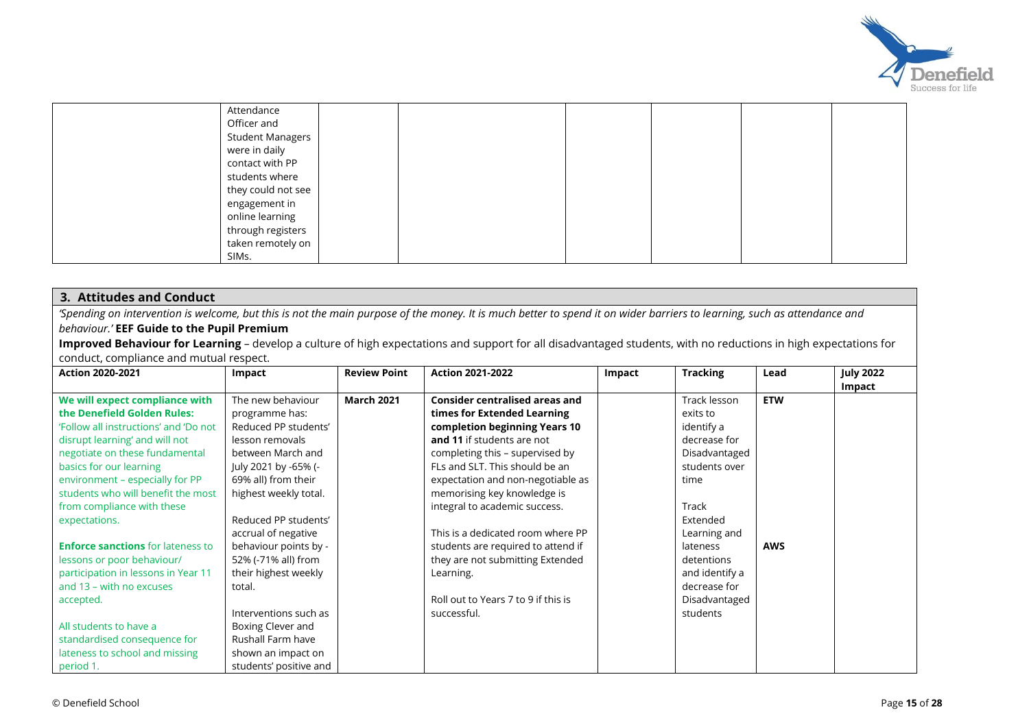| | Attendance Officer and Student Managers were in daily contact with PP students where they could not see engagement in online learning through registers taken remotely on SIMs. | | | | | | |
|---|---|---|---|---|---|---|---|

## 3. Attitudes and Conduct

*'Spending on intervention is welcome, but this is not the main purpose of the money. It is much better to spend it on wider barriers to learning, such as attendance and behaviour.'* **EEF Guide to the Pupil Premium**

**Improved Behaviour for Learning** – develop a culture of high expectations and support for all disadvantaged students, with no reductions in high expectations for conduct, compliance and mutual respect.

| Action 2020-2021 | Impact | Review Point | Action 2021-2022 | Impact | Tracking | Lead | July 2022 Impact |
|---|---|---|---|---|---|---|---|
| **We will expect compliance with the Denefield Golden Rules:** 'Follow all instructions' and 'Do not disrupt learning' and will not negotiate on these fundamental basics for our learning environment – especially for PP students who will benefit the most from compliance with these expectations.<br><br>**Enforce sanctions** for lateness to lessons or poor behaviour/ participation in lessons in Year 11 and 13 – with no excuses accepted.<br><br>All students to have a standardised consequence for lateness to school and missing period 1. | The new behaviour programme has: Reduced PP students' lesson removals between March and July 2021 by -65% (-69% all) from their highest weekly total.<br><br>Reduced PP students' accrual of negative behaviour points by -52% (-71% all) from their highest weekly total.<br><br>Interventions such as Boxing Clever and Rushall Farm have shown an impact on students' positive and | **March 2021** | **Consider centralised areas and times for Extended Learning completion beginning Years 10 and 11** if students are not completing this – supervised by FLs and SLT. This should be an expectation and non-negotiable as memorising key knowledge is integral to academic success.<br><br>This is a dedicated room where PP students are required to attend if they are not submitting Extended Learning.<br><br>Roll out to Years 7 to 9 if this is successful. | | Track lesson exits to identify a decrease for Disadvantaged students over time<br><br>Track Extended Learning and lateness detentions and identify a decrease for Disadvantaged students | **ETW**<br><br>**AWS** | |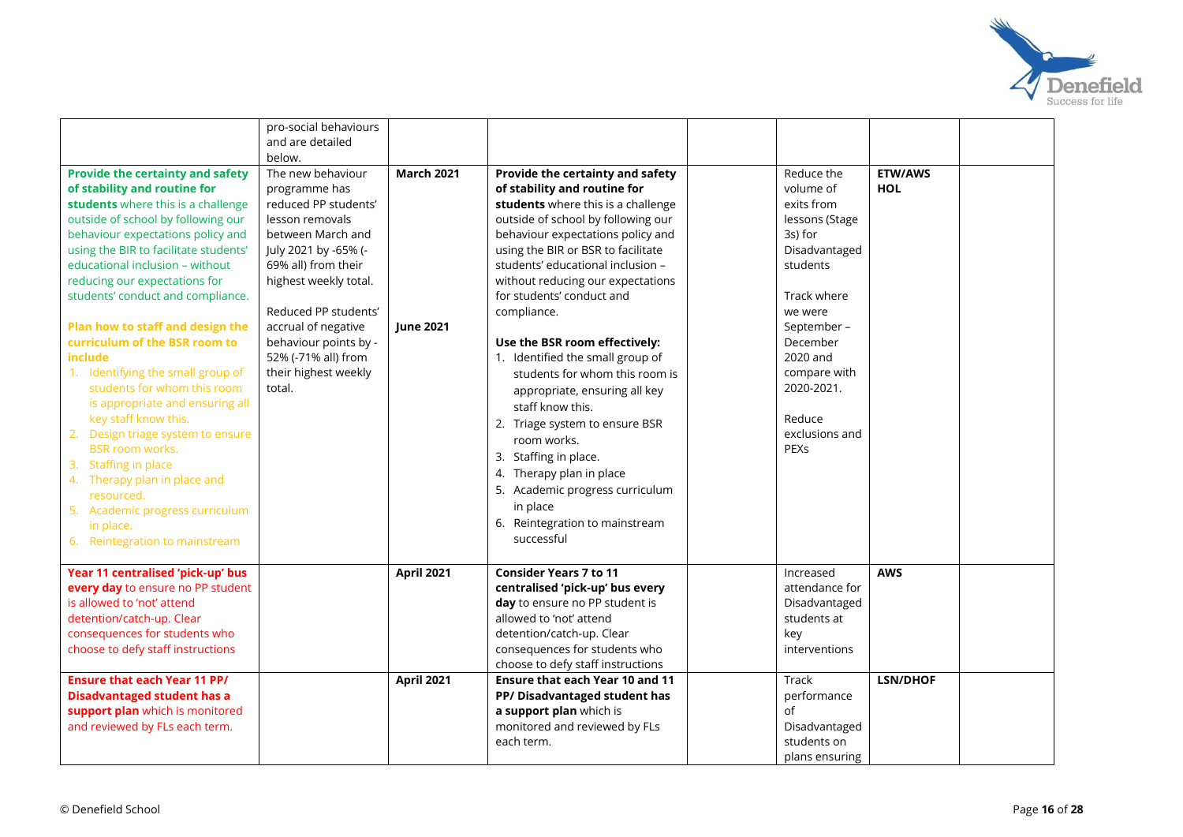| | | | | | | | |
|---|---|---|---|---|---|---|---|
| | pro-social behaviours and are detailed below. | | | | | | |
| **Provide the certainty and safety of stability and routine for students** where this is a challenge outside of school by following our behaviour expectations policy and using the BIR to facilitate students' educational inclusion – without reducing our expectations for students' conduct and compliance.<br><br>**Plan how to staff and design the curriculum of the BSR room to include**<br>1. Identifying the small group of students for whom this room is appropriate and ensuring all key staff know this.<br>2. Design triage system to ensure BSR room works.<br>3. Staffing in place<br>4. Therapy plan in place and resourced.<br>5. Academic progress curriculum in place.<br>6. Reintegration to mainstream | The new behaviour programme has reduced PP students' lesson removals between March and July 2021 by -65% (-69% all) from their highest weekly total.<br><br>Reduced PP students' accrual of negative behaviour points by -52% (-71% all) from their highest weekly total. | **March 2021**<br><br><br><br><br><br><br><br><br><br>**June 2021** | **Provide the certainty and safety of stability and routine for students** where this is a challenge outside of school by following our behaviour expectations policy and using the BIR or BSR to facilitate students' educational inclusion – without reducing our expectations for students' conduct and compliance.<br><br>**Use the BSR room effectively:**<br>1. Identified the small group of students for whom this room is appropriate, ensuring all key staff know this.<br>2. Triage system to ensure BSR room works.<br>3. Staffing in place.<br>4. Therapy plan in place<br>5. Academic progress curriculum in place<br>6. Reintegration to mainstream successful | | Reduce the volume of exits from lessons (Stage 3s) for Disadvantaged students<br><br>Track where we were September – December 2020 and compare with 2020-2021.<br><br>Reduce exclusions and PEXs | **ETW/AWS HOL** | |
| **Year 11 centralised 'pick-up' bus every day** to ensure no PP student is allowed to 'not' attend detention/catch-up. Clear consequences for students who choose to defy staff instructions | | **April 2021** | **Consider Years 7 to 11 centralised 'pick-up' bus every day** to ensure no PP student is allowed to 'not' attend detention/catch-up. Clear consequences for students who choose to defy staff instructions | | Increased attendance for Disadvantaged students at key interventions | **AWS** | |
| **Ensure that each Year 11 PP/ Disadvantaged student has a support plan** which is monitored and reviewed by FLs each term. | | **April 2021** | **Ensure that each Year 10 and 11 PP/ Disadvantaged student has a support plan** which is monitored and reviewed by FLs each term. | | Track performance of Disadvantaged students on plans ensuring | **LSN/DHOF** | |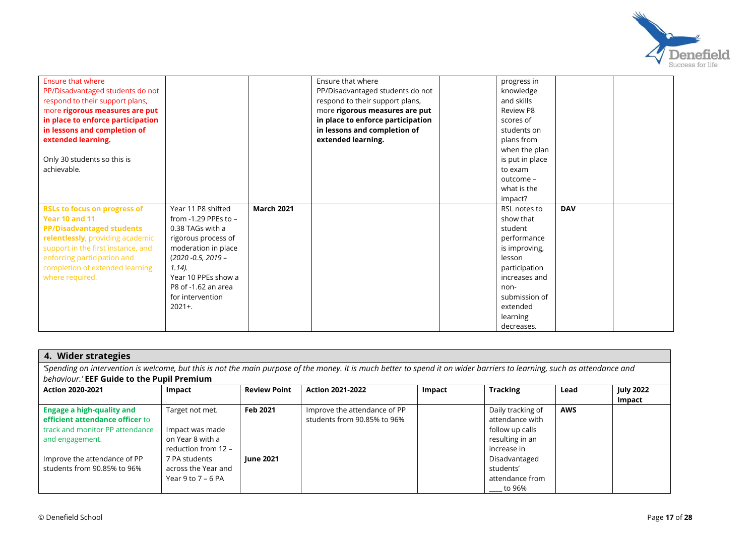| | | | | | | | |
|---|---|---|---|---|---|---|---|
| Ensure that where PP/Disadvantaged students do not respond to their support plans, more **rigorous measures are put in place to enforce participation in lessons and completion of extended learning.**<br><br>Only 30 students so this is achievable. | | | Ensure that where PP/Disadvantaged students do not respond to their support plans, more **rigorous measures are put in place to enforce participation in lessons and completion of extended learning.** | | progress in knowledge and skills Review P8 scores of students on plans from when the plan is put in place to exam outcome – what is the impact? | | |
| **RSLs to focus on progress of Year 10 and 11 PP/Disadvantaged students relentlessly**, providing academic support in the first instance, and enforcing participation and completion of extended learning where required. | Year 11 P8 shifted from -1.29 PPEs to –0.38 TAGs with a rigorous process of moderation in place (*2020 -0.5, 2019 – 1.14)*.<br>Year 10 PPEs show a P8 of -1.62 an area for intervention 2021+. | **March 2021** | | | RSL notes to show that student performance is improving, lesson participation increases and non-submission of extended learning decreases. | **DAV** | |

## 4. Wider strategies

*'Spending on intervention is welcome, but this is not the main purpose of the money. It is much better to spend it on wider barriers to learning, such as attendance and behaviour.'* **EEF Guide to the Pupil Premium**

| Action 2020-2021 | Impact | Review Point | Action 2021-2022 | Impact | Tracking | Lead | July 2022 Impact |
|---|---|---|---|---|---|---|---|
| **Engage a high-quality and efficient attendance officer** to track and monitor PP attendance and engagement.<br><br>Improve the attendance of PP students from 90.85% to 96% | Target not met.<br><br>Impact was made on Year 8 with a reduction from 12 – 7 PA students across the Year and Year 9 to 7 – 6 PA | **Feb 2021**<br><br>**June 2021** | Improve the attendance of PP students from 90.85% to 96% | | Daily tracking of attendance with follow up calls resulting in an increase in Disadvantaged students' attendance from ____ to 96% | **AWS** | |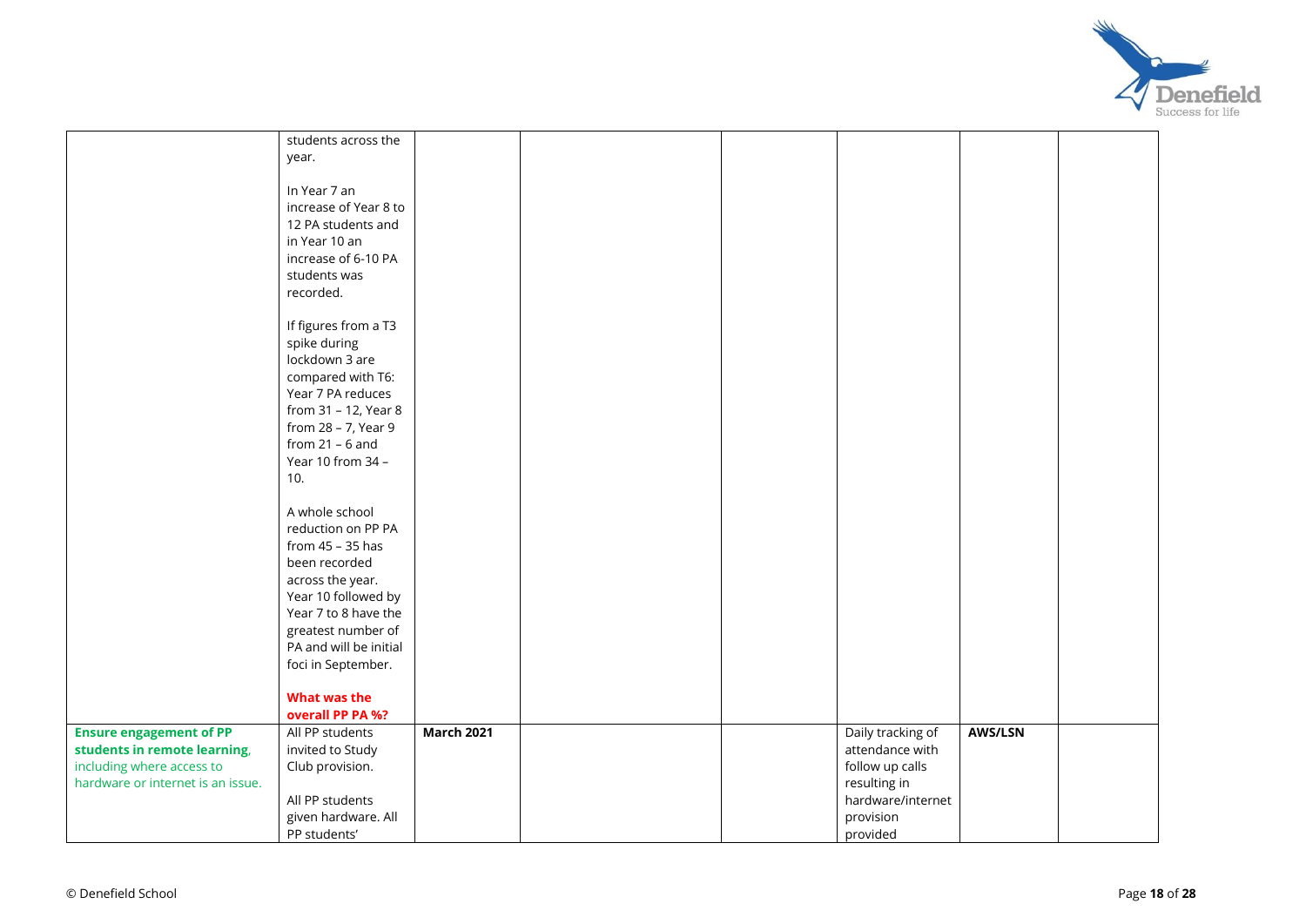| | | | | | | | |
|---|---|---|---|---|---|---|---|
| | students across the year.<br><br>In Year 7 an increase of Year 8 to 12 PA students and in Year 10 an increase of 6-10 PA students was recorded.<br><br>If figures from a T3 spike during lockdown 3 are compared with T6: Year 7 PA reduces from 31 – 12, Year 8 from 28 – 7, Year 9 from 21 – 6 and Year 10 from 34 – 10.<br><br>A whole school reduction on PP PA from 45 – 35 has been recorded across the year. Year 10 followed by Year 7 to 8 have the greatest number of PA and will be initial foci in September.<br><br>**What was the overall PP PA %?** | | | | | | |
| **Ensure engagement of PP students in remote learning**, including where access to hardware or internet is an issue. | All PP students invited to Study Club provision.<br><br>All PP students given hardware. All PP students' | **March 2021** | | | Daily tracking of attendance with follow up calls resulting in hardware/internet provision provided | **AWS/LSN** | |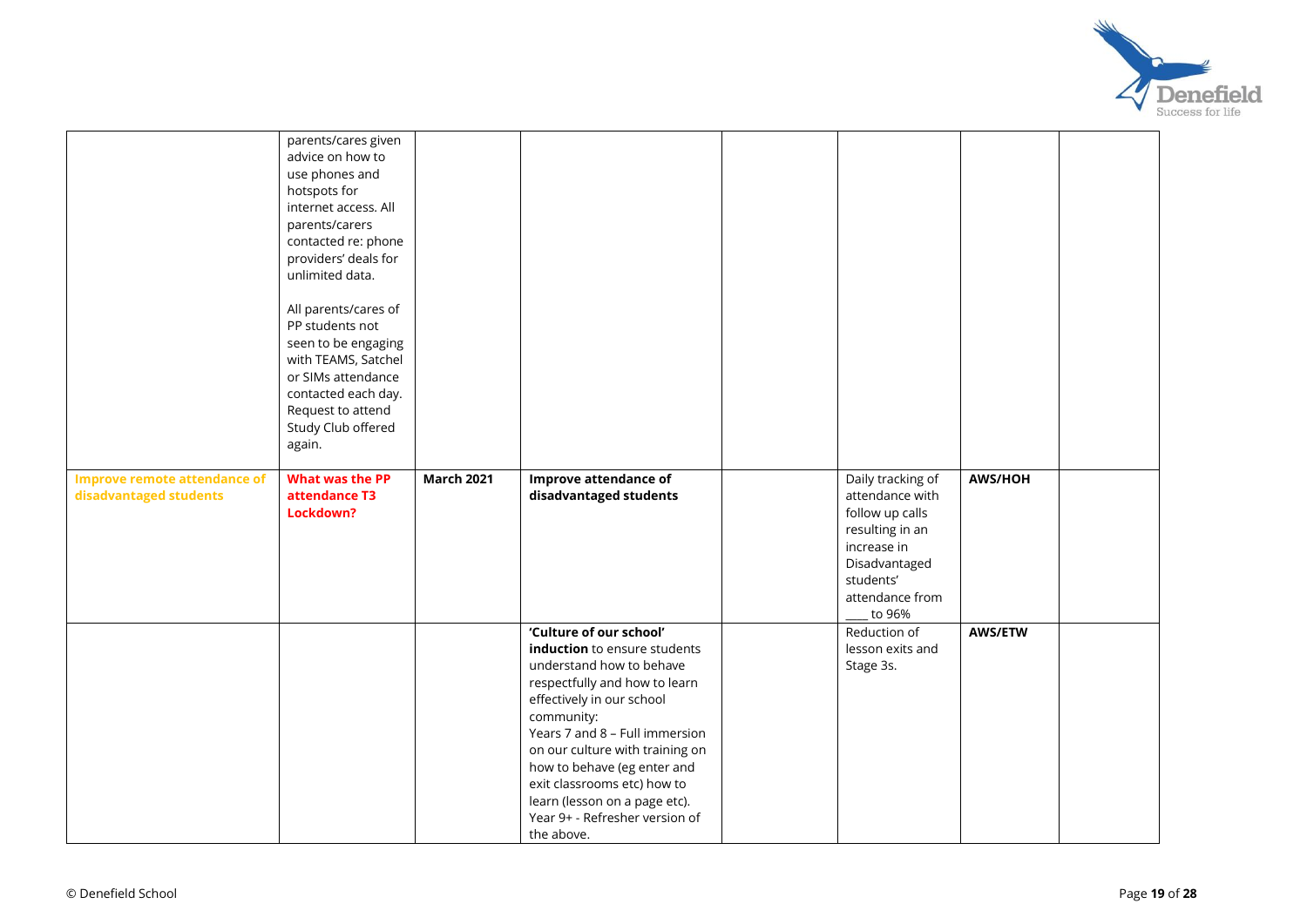| | | | | | | | |
|---|---|---|---|---|---|---|---|
| | parents/cares given advice on how to use phones and hotspots for internet access. All parents/carers contacted re: phone providers' deals for unlimited data.<br><br>All parents/cares of PP students not seen to be engaging with TEAMS, Satchel or SIMs attendance contacted each day. Request to attend Study Club offered again. | | | | | | |
| **Improve remote attendance of disadvantaged students** | **What was the PP attendance T3 Lockdown?** | **March 2021** | **Improve attendance of disadvantaged students** | | Daily tracking of attendance with follow up calls resulting in an increase in Disadvantaged students' attendance from ____ to 96% | **AWS/HOH** | |
| | | | **'Culture of our school' induction** to ensure students understand how to behave respectfully and how to learn effectively in our school community:<br>Years 7 and 8 – Full immersion on our culture with training on how to behave (eg enter and exit classrooms etc) how to learn (lesson on a page etc).<br>Year 9+ - Refresher version of the above. | | Reduction of lesson exits and Stage 3s. | **AWS/ETW** | |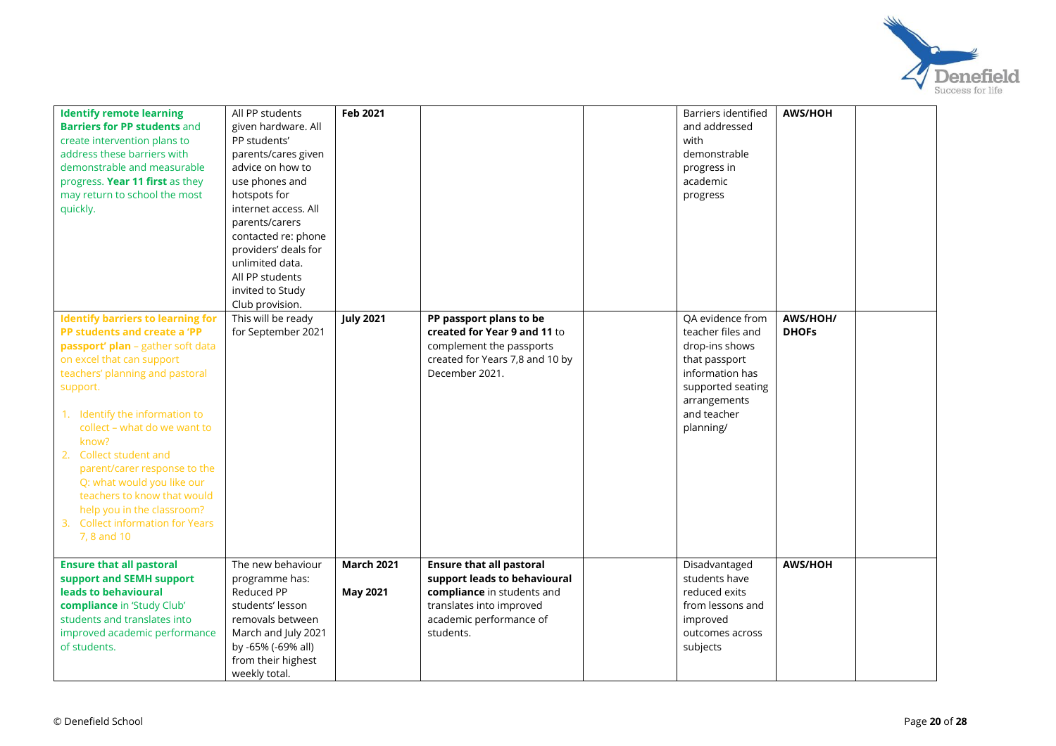| | | | | | | | |
|---|---|---|---|---|---|---|---|
| **Identify remote learning Barriers for PP students** and create intervention plans to address these barriers with demonstrable and measurable progress. **Year 11 first** as they may return to school the most quickly. | All PP students given hardware. All PP students' parents/cares given advice on how to use phones and hotspots for internet access. All parents/carers contacted re: phone providers' deals for unlimited data. All PP students invited to Study Club provision. | **Feb 2021** | | | Barriers identified and addressed with demonstrable progress in academic progress | **AWS/HOH** | |
| **Identify barriers to learning for PP students and create a 'PP passport' plan** – gather soft data on excel that can support teachers' planning and pastoral support.<br><br>1. Identify the information to collect – what do we want to know?<br>2. Collect student and parent/carer response to the Q: what would you like our teachers to know that would help you in the classroom?<br>3. Collect information for Years 7, 8 and 10 | This will be ready for September 2021 | **July 2021** | **PP passport plans to be created for Year 9 and 11** to complement the passports created for Years 7,8 and 10 by December 2021. | | QA evidence from teacher files and drop-ins shows that passport information has supported seating arrangements and teacher planning/ | **AWS/HOH/ DHOFs** | |
| **Ensure that all pastoral support and SEMH support leads to behavioural compliance** in 'Study Club' students and translates into improved academic performance of students. | The new behaviour programme has: Reduced PP students' lesson removals between March and July 2021 by -65% (-69% all) from their highest weekly total. | **March 2021**<br><br>**May 2021** | **Ensure that all pastoral support leads to behavioural compliance** in students and translates into improved academic performance of students. | | Disadvantaged students have reduced exits from lessons and improved outcomes across subjects | **AWS/HOH** | |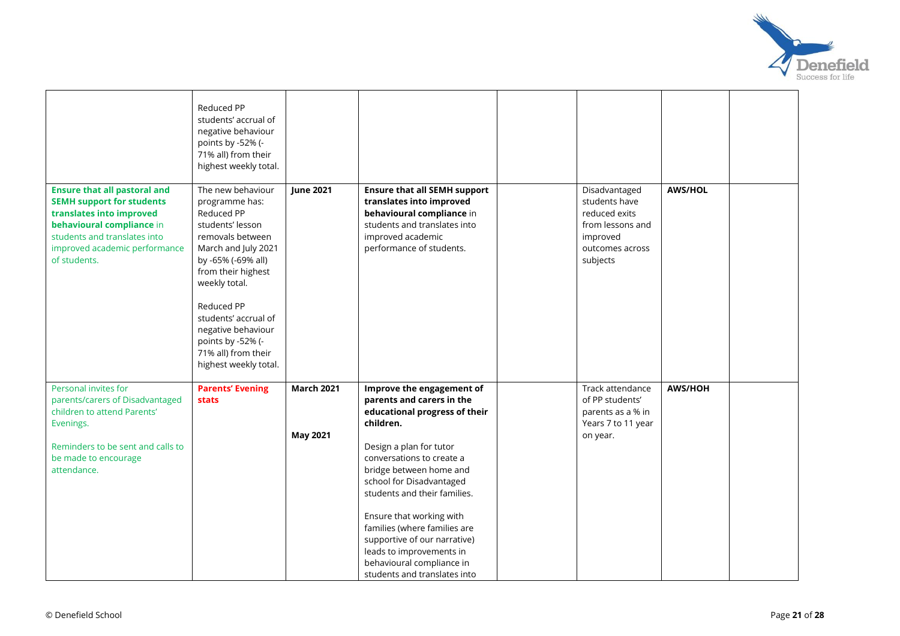| | | | | | | | |
|---|---|---|---|---|---|---|---|
| | Reduced PP students' accrual of negative behaviour points by -52% (-71% all) from their highest weekly total. | | | | | | |
| **Ensure that all pastoral and SEMH support for students translates into improved behavioural compliance** in students and translates into improved academic performance of students. | The new behaviour programme has: Reduced PP students' lesson removals between March and July 2021 by -65% (-69% all) from their highest weekly total.<br><br>Reduced PP students' accrual of negative behaviour points by -52% (-71% all) from their highest weekly total. | **June 2021** | **Ensure that all SEMH support translates into improved behavioural compliance** in students and translates into improved academic performance of students. | | Disadvantaged students have reduced exits from lessons and improved outcomes across subjects | **AWS/HOL** | |
| Personal invites for parents/carers of Disadvantaged children to attend Parents' Evenings.<br><br>Reminders to be sent and calls to be made to encourage attendance. | **Parents' Evening stats** | **March 2021**<br><br>**May 2021** | **Improve the engagement of parents and carers in the educational progress of their children.**<br><br>Design a plan for tutor conversations to create a bridge between home and school for Disadvantaged students and their families.<br><br>Ensure that working with families (where families are supportive of our narrative) leads to improvements in behavioural compliance in students and translates into | | Track attendance of PP students' parents as a % in Years 7 to 11 year on year. | **AWS/HOH** | |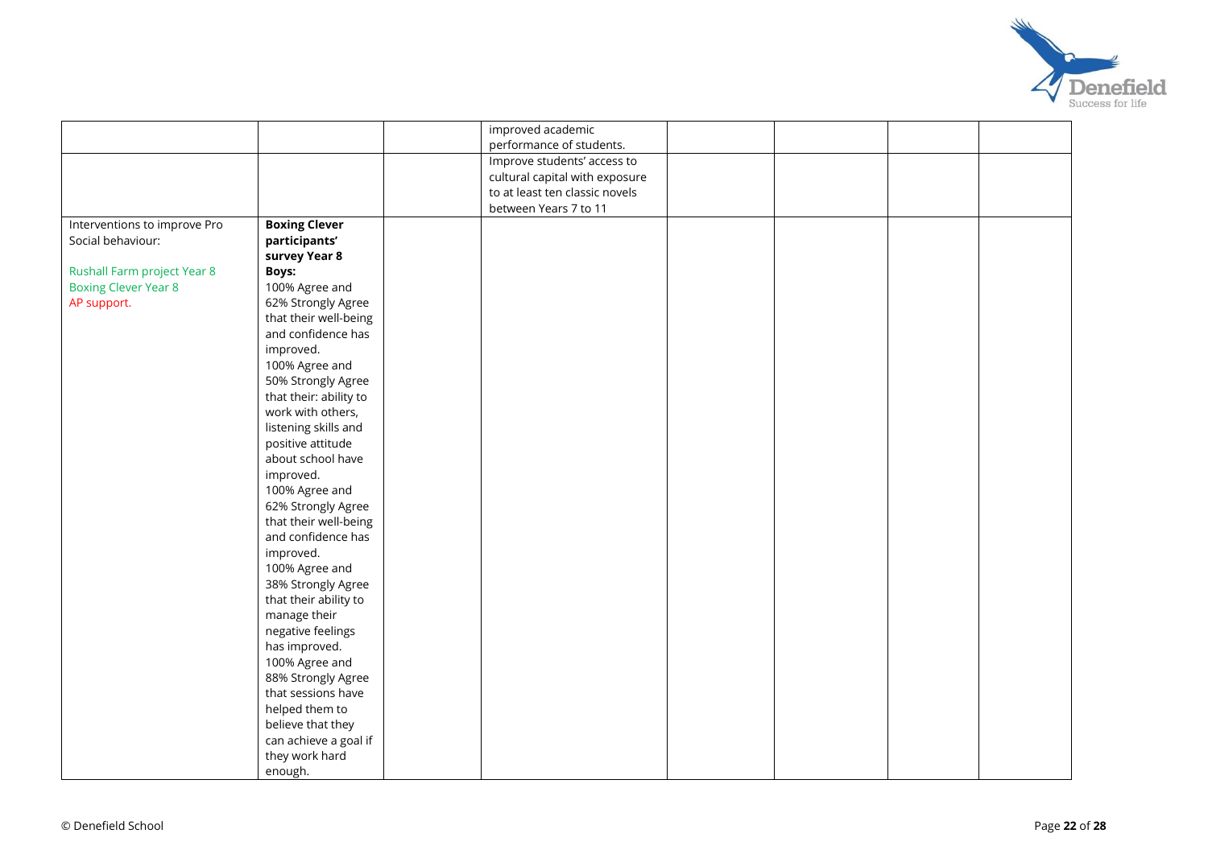| | | | | | | | |
|---|---|---|---|---|---|---|---|
| | | | improved academic performance of students. | | | | |
| | | | Improve students' access to cultural capital with exposure to at least ten classic novels between Years 7 to 11 | | | | |
| Interventions to improve Pro Social behaviour:<br><br>Rushall Farm project Year 8<br>Boxing Clever Year 8<br>AP support. | **Boxing Clever participants' survey Year 8 Boys:**<br>100% Agree and 62% Strongly Agree that their well-being and confidence has improved.<br>100% Agree and 50% Strongly Agree that their: ability to work with others, listening skills and positive attitude about school have improved.<br>100% Agree and 62% Strongly Agree that their well-being and confidence has improved.<br>100% Agree and 38% Strongly Agree that their ability to manage their negative feelings has improved.<br>100% Agree and 88% Strongly Agree that sessions have helped them to believe that they can achieve a goal if they work hard enough. | | | | | | |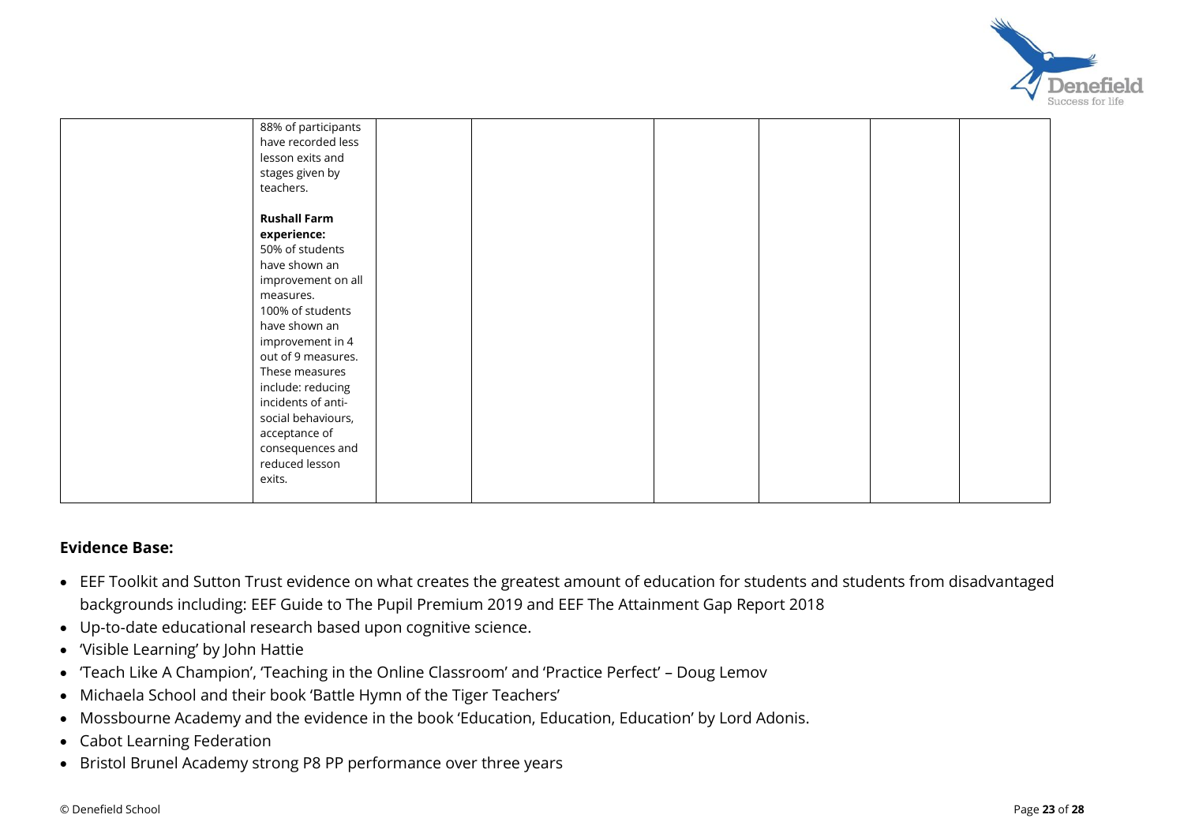|  | 88% of participants have recorded less lesson exits and stages given by teachers.<br><br>**Rushall Farm experience:**<br>50% of students have shown an improvement on all measures.<br>100% of students have shown an improvement in 4 out of 9 measures. These measures include: reducing incidents of anti-social behaviours, acceptance of consequences and reduced lesson exits. |  |  |  |  |  |  |
|---|---|---|---|---|---|---|---|

**Evidence Base:**

- EEF Toolkit and Sutton Trust evidence on what creates the greatest amount of education for students and students from disadvantaged backgrounds including: EEF Guide to The Pupil Premium 2019 and EEF The Attainment Gap Report 2018
- Up-to-date educational research based upon cognitive science.
- 'Visible Learning' by John Hattie
- 'Teach Like A Champion', 'Teaching in the Online Classroom' and 'Practice Perfect' – Doug Lemov
- Michaela School and their book 'Battle Hymn of the Tiger Teachers'
- Mossbourne Academy and the evidence in the book 'Education, Education, Education' by Lord Adonis.
- Cabot Learning Federation
- Bristol Brunel Academy strong P8 PP performance over three years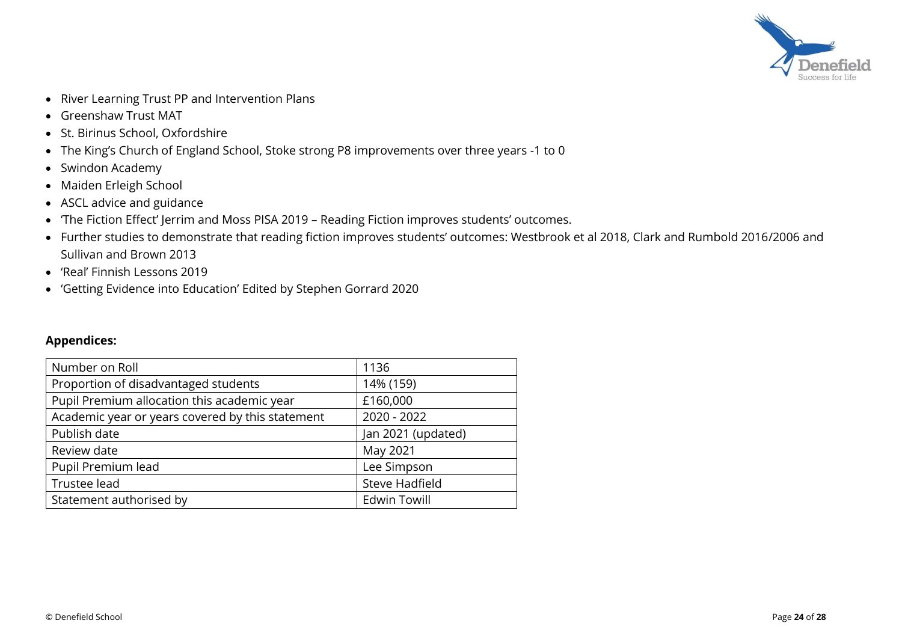- River Learning Trust PP and Intervention Plans
- Greenshaw Trust MAT
- St. Birinus School, Oxfordshire
- The King's Church of England School, Stoke strong P8 improvements over three years -1 to 0
- Swindon Academy
- Maiden Erleigh School
- ASCL advice and guidance
- 'The Fiction Effect' Jerrim and Moss PISA 2019 – Reading Fiction improves students' outcomes.
- Further studies to demonstrate that reading fiction improves students' outcomes: Westbrook et al 2018, Clark and Rumbold 2016/2006 and Sullivan and Brown 2013
- 'Real' Finnish Lessons 2019
- 'Getting Evidence into Education' Edited by Stephen Gorrard 2020

**Appendices:**

| Number on Roll | 1136 |
|---|---|
| Proportion of disadvantaged students | 14% (159) |
| Pupil Premium allocation this academic year | £160,000 |
| Academic year or years covered by this statement | 2020 - 2022 |
| Publish date | Jan 2021 (updated) |
| Review date | May 2021 |
| Pupil Premium lead | Lee Simpson |
| Trustee lead | Steve Hadfield |
| Statement authorised by | Edwin Towill |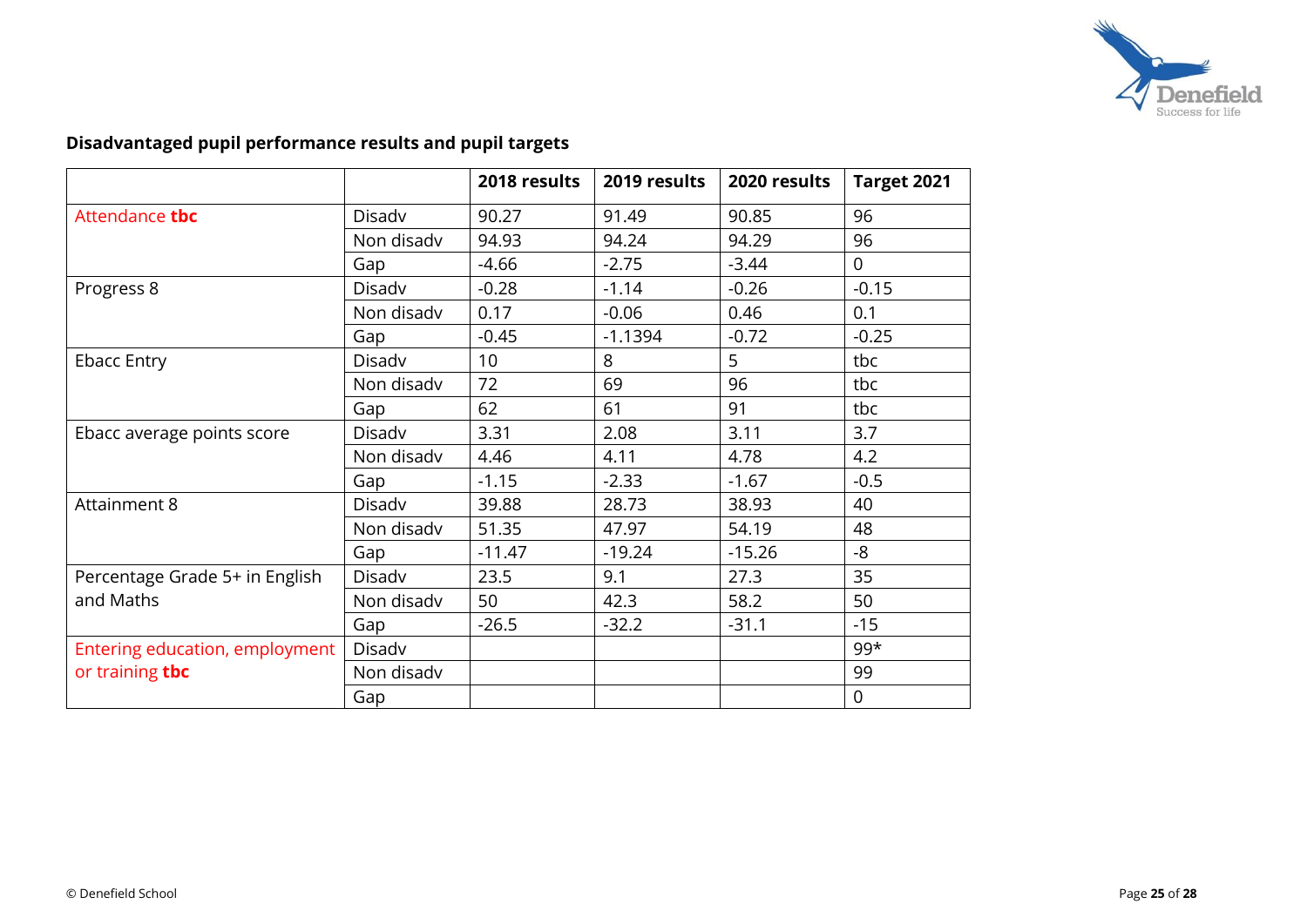**Disadvantaged pupil performance results and pupil targets**

| | | 2018 results | 2019 results | 2020 results | Target 2021 |
|---|---|---|---|---|---|
| Attendance **tbc** | Disadv | 90.27 | 91.49 | 90.85 | 96 |
| | Non disadv | 94.93 | 94.24 | 94.29 | 96 |
| | Gap | -4.66 | -2.75 | -3.44 | 0 |
| Progress 8 | Disadv | -0.28 | -1.14 | -0.26 | -0.15 |
| | Non disadv | 0.17 | -0.06 | 0.46 | 0.1 |
| | Gap | -0.45 | -1.1394 | -0.72 | -0.25 |
| Ebacc Entry | Disadv | 10 | 8 | 5 | tbc |
| | Non disadv | 72 | 69 | 96 | tbc |
| | Gap | 62 | 61 | 91 | tbc |
| Ebacc average points score | Disadv | 3.31 | 2.08 | 3.11 | 3.7 |
| | Non disadv | 4.46 | 4.11 | 4.78 | 4.2 |
| | Gap | -1.15 | -2.33 | -1.67 | -0.5 |
| Attainment 8 | Disadv | 39.88 | 28.73 | 38.93 | 40 |
| | Non disadv | 51.35 | 47.97 | 54.19 | 48 |
| | Gap | -11.47 | -19.24 | -15.26 | -8 |
| Percentage Grade 5+ in English and Maths | Disadv | 23.5 | 9.1 | 27.3 | 35 |
| | Non disadv | 50 | 42.3 | 58.2 | 50 |
| | Gap | -26.5 | -32.2 | -31.1 | -15 |
| Entering education, employment or training **tbc** | Disadv | | | | 99* |
| | Non disadv | | | | 99 |
| | Gap | | | | 0 |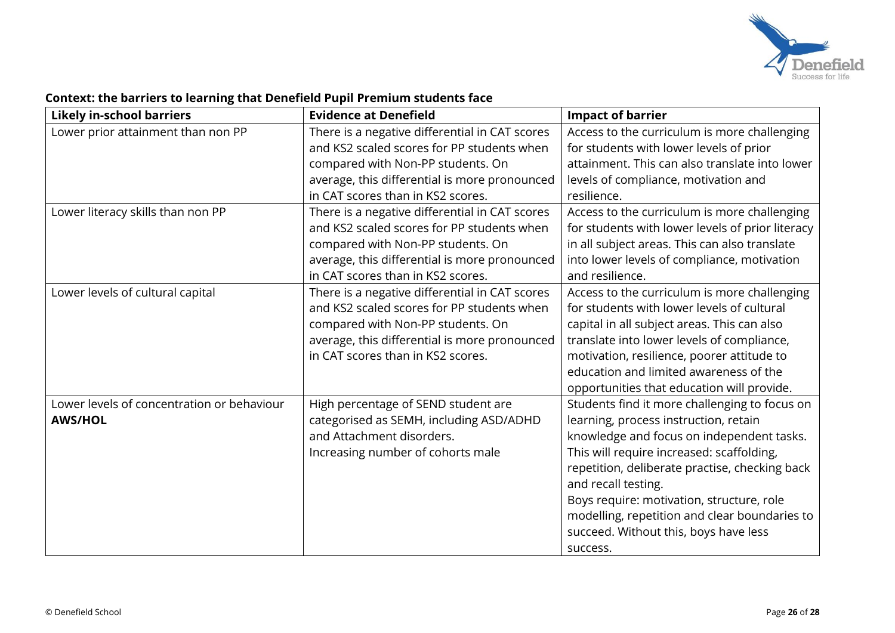**Context: the barriers to learning that Denefield Pupil Premium students face**

| **Likely in-school barriers** | **Evidence at Denefield** | **Impact of barrier** |
|---|---|---|
| Lower prior attainment than non PP | There is a negative differential in CAT scores and KS2 scaled scores for PP students when compared with Non-PP students. On average, this differential is more pronounced in CAT scores than in KS2 scores. | Access to the curriculum is more challenging for students with lower levels of prior attainment. This can also translate into lower levels of compliance, motivation and resilience. |
| Lower literacy skills than non PP | There is a negative differential in CAT scores and KS2 scaled scores for PP students when compared with Non-PP students. On average, this differential is more pronounced in CAT scores than in KS2 scores. | Access to the curriculum is more challenging for students with lower levels of prior literacy in all subject areas. This can also translate into lower levels of compliance, motivation and resilience. |
| Lower levels of cultural capital | There is a negative differential in CAT scores and KS2 scaled scores for PP students when compared with Non-PP students. On average, this differential is more pronounced in CAT scores than in KS2 scores. | Access to the curriculum is more challenging for students with lower levels of cultural capital in all subject areas. This can also translate into lower levels of compliance, motivation, resilience, poorer attitude to education and limited awareness of the opportunities that education will provide. |
| Lower levels of concentration or behaviour **AWS/HOL** | High percentage of SEND student are categorised as SEMH, including ASD/ADHD and Attachment disorders.<br>Increasing number of cohorts male | Students find it more challenging to focus on learning, process instruction, retain knowledge and focus on independent tasks. This will require increased: scaffolding, repetition, deliberate practise, checking back and recall testing.<br>Boys require: motivation, structure, role modelling, repetition and clear boundaries to succeed. Without this, boys have less success. |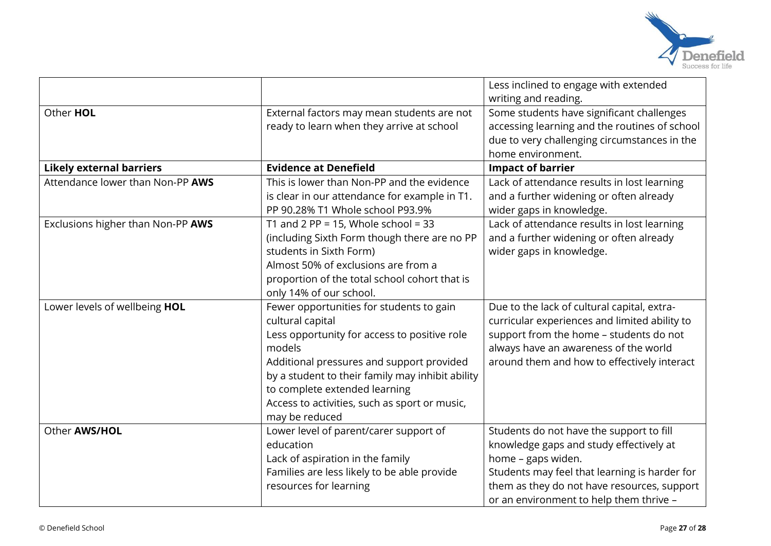| | | |
|---|---|---|
| | | Less inclined to engage with extended writing and reading. |
| Other **HOL** | External factors may mean students are not ready to learn when they arrive at school | Some students have significant challenges accessing learning and the routines of school due to very challenging circumstances in the home environment. |
| **Likely external barriers** | **Evidence at Denefield** | **Impact of barrier** |
| Attendance lower than Non-PP **AWS** | This is lower than Non-PP and the evidence is clear in our attendance for example in T1. PP 90.28% T1 Whole school P93.9% | Lack of attendance results in lost learning and a further widening or often already wider gaps in knowledge. |
| Exclusions higher than Non-PP **AWS** | T1 and 2 PP = 15, Whole school = 33 (including Sixth Form though there are no PP students in Sixth Form)<br>Almost 50% of exclusions are from a proportion of the total school cohort that is only 14% of our school. | Lack of attendance results in lost learning and a further widening or often already wider gaps in knowledge. |
| Lower levels of wellbeing **HOL** | Fewer opportunities for students to gain cultural capital<br>Less opportunity for access to positive role models<br>Additional pressures and support provided by a student to their family may inhibit ability to complete extended learning<br>Access to activities, such as sport or music, may be reduced | Due to the lack of cultural capital, extra-curricular experiences and limited ability to support from the home – students do not always have an awareness of the world around them and how to effectively interact |
| Other **AWS/HOL** | Lower level of parent/carer support of education<br>Lack of aspiration in the family<br>Families are less likely to be able provide resources for learning | Students do not have the support to fill knowledge gaps and study effectively at home – gaps widen.<br>Students may feel that learning is harder for them as they do not have resources, support or an environment to help them thrive – |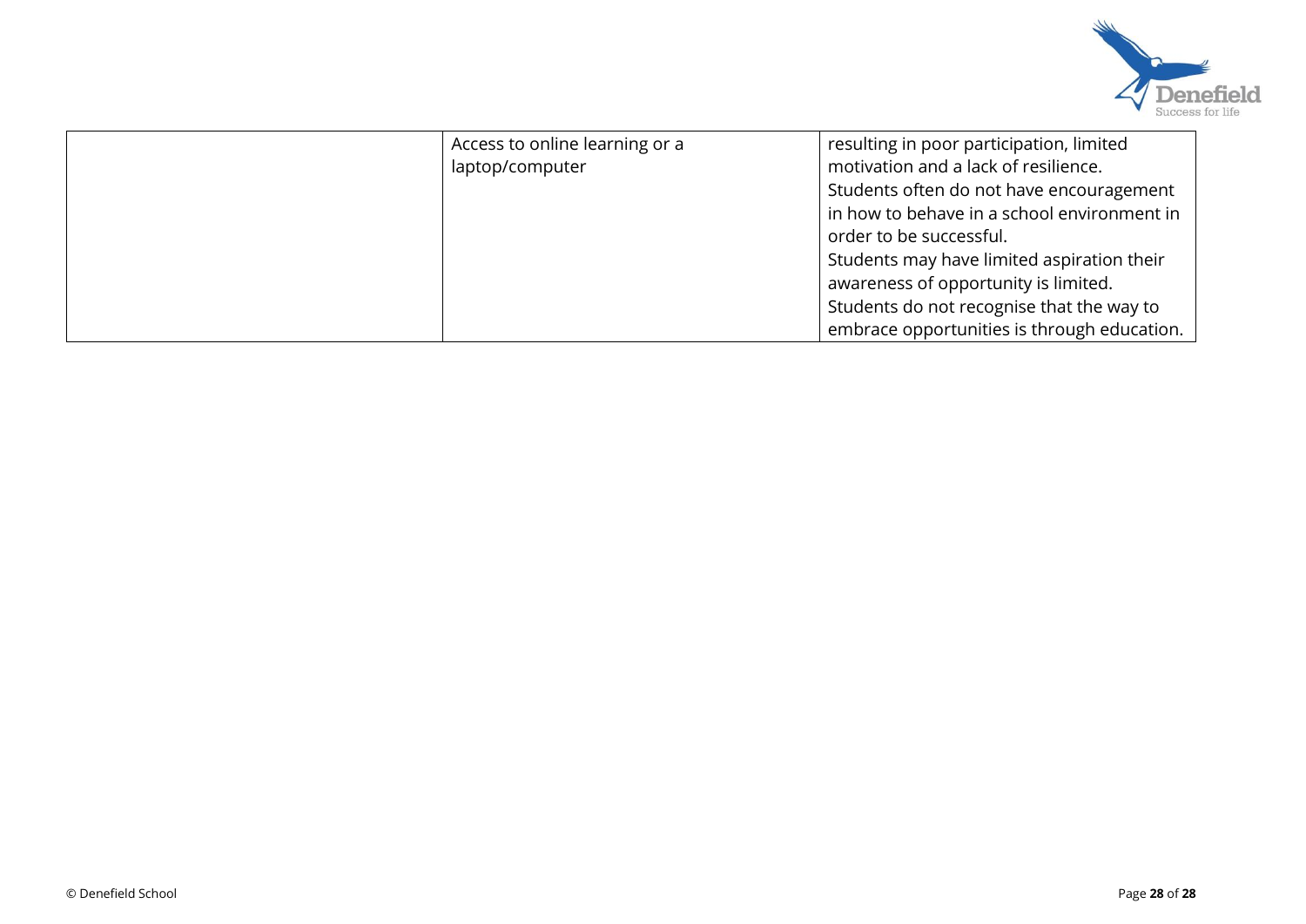| | | |
|---|---|---|
| | Access to online learning or a laptop/computer | resulting in poor participation, limited motivation and a lack of resilience.<br>Students often do not have encouragement in how to behave in a school environment in order to be successful.<br>Students may have limited aspiration their awareness of opportunity is limited.<br>Students do not recognise that the way to embrace opportunities is through education. |